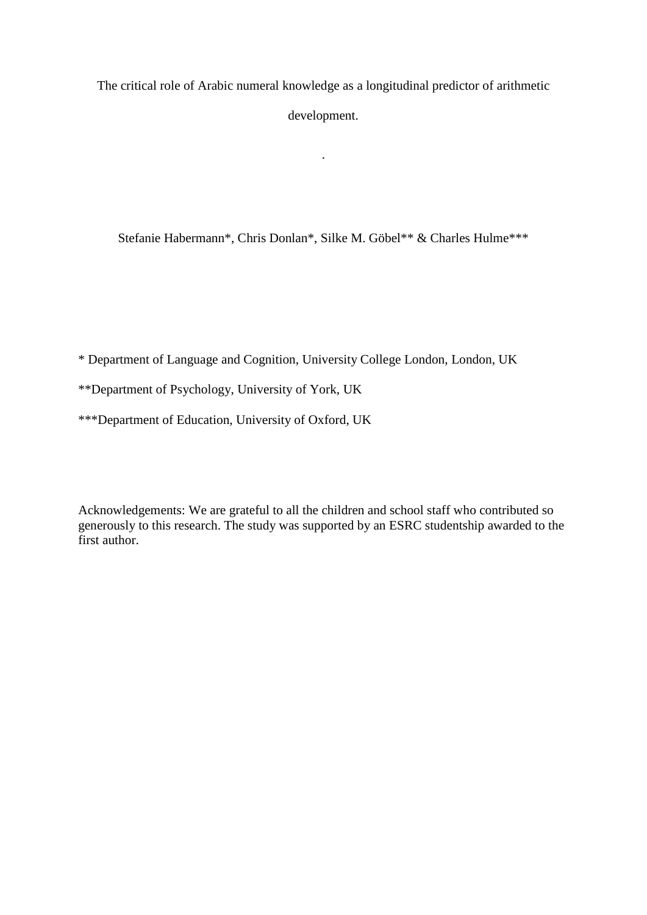# The critical role of Arabic numeral knowledge as a longitudinal predictor of arithmetic development.

.

Stefanie Habermann*, Chris Donlan*, Silke M. Göbel** & Charles Hulme***

* Department of Language and Cognition, University College London, London, UK

**Department of Psychology, University of York, UK

***Department of Education, University of Oxford, UK

Acknowledgements: We are grateful to all the children and school staff who contributed so generously to this research. The study was supported by an ESRC studentship awarded to the first author.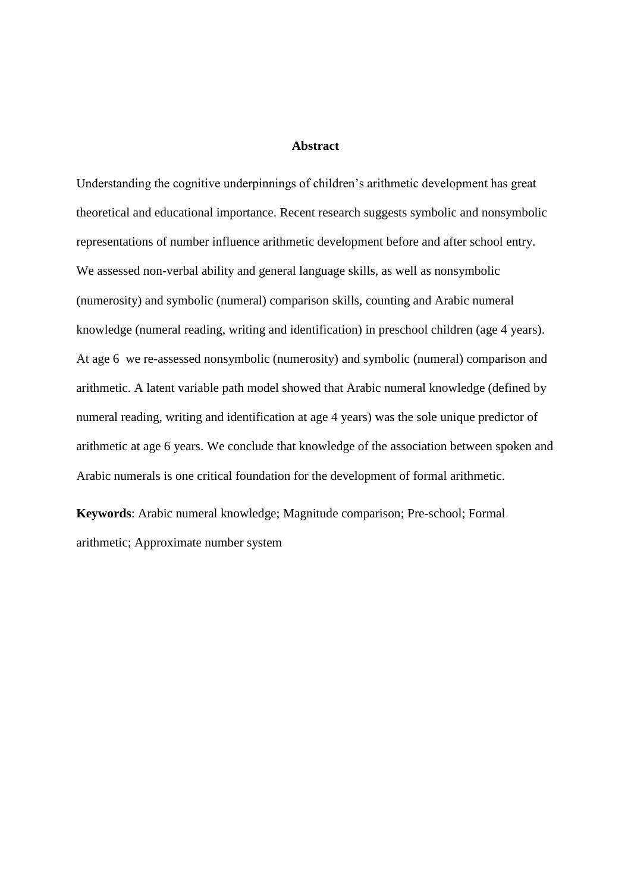## Abstract

Understanding the cognitive underpinnings of children's arithmetic development has great theoretical and educational importance. Recent research suggests symbolic and nonsymbolic representations of number influence arithmetic development before and after school entry. We assessed non-verbal ability and general language skills, as well as nonsymbolic (numerosity) and symbolic (numeral) comparison skills, counting and Arabic numeral knowledge (numeral reading, writing and identification) in preschool children (age 4 years). At age 6 we re-assessed nonsymbolic (numerosity) and symbolic (numeral) comparison and arithmetic. A latent variable path model showed that Arabic numeral knowledge (defined by numeral reading, writing and identification at age 4 years) was the sole unique predictor of arithmetic at age 6 years. We conclude that knowledge of the association between spoken and Arabic numerals is one critical foundation for the development of formal arithmetic.

**Keywords**: Arabic numeral knowledge; Magnitude comparison; Pre-school; Formal arithmetic; Approximate number system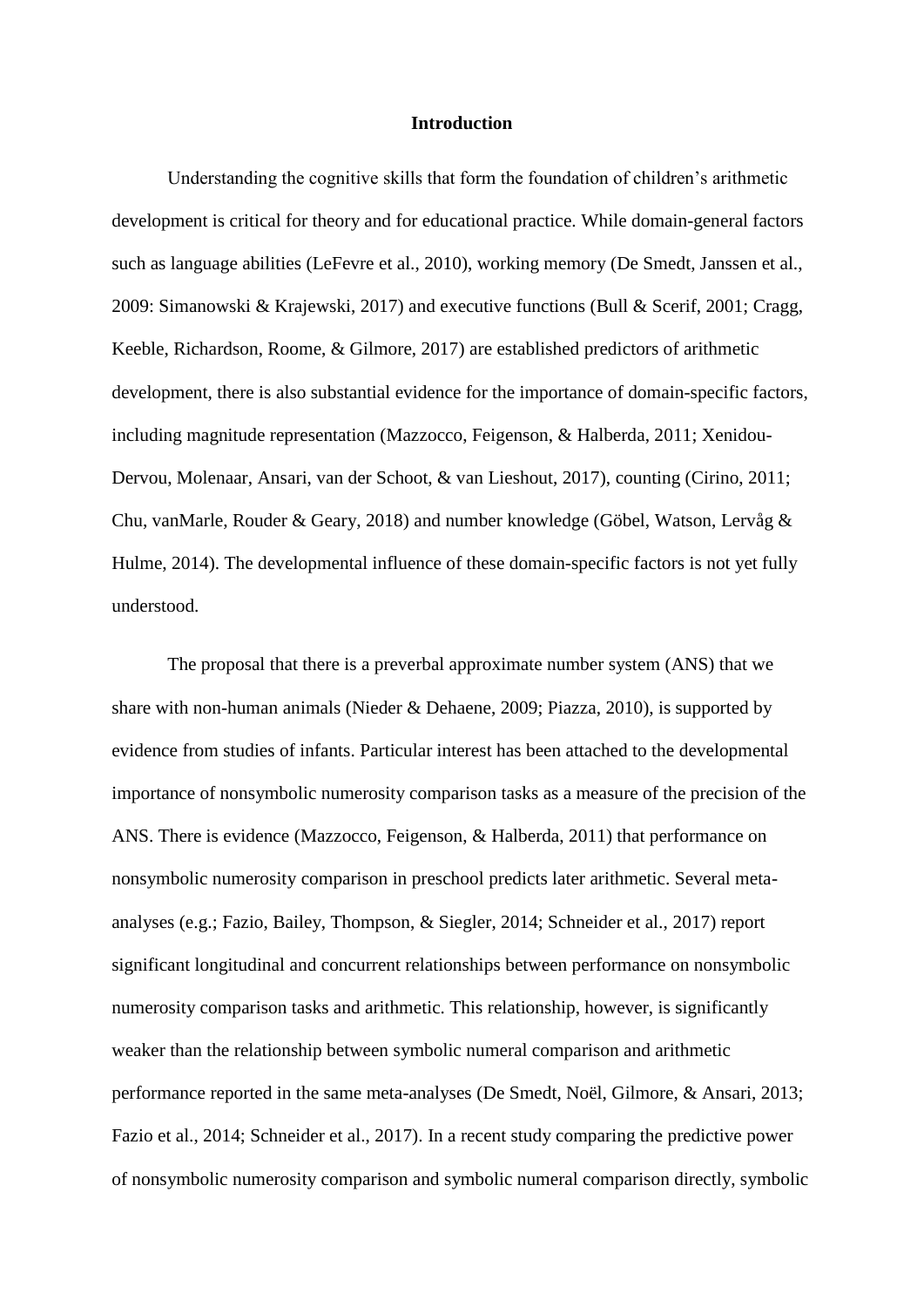# Introduction

Understanding the cognitive skills that form the foundation of children's arithmetic development is critical for theory and for educational practice. While domain-general factors such as language abilities (LeFevre et al., 2010), working memory (De Smedt, Janssen et al., 2009: Simanowski & Krajewski, 2017) and executive functions (Bull & Scerif, 2001; Cragg, Keeble, Richardson, Roome, & Gilmore, 2017) are established predictors of arithmetic development, there is also substantial evidence for the importance of domain-specific factors, including magnitude representation (Mazzocco, Feigenson, & Halberda, 2011; Xenidou-Dervou, Molenaar, Ansari, van der Schoot, & van Lieshout, 2017), counting (Cirino, 2011; Chu, vanMarle, Rouder & Geary, 2018) and number knowledge (Göbel, Watson, Lervåg & Hulme, 2014). The developmental influence of these domain-specific factors is not yet fully understood.

The proposal that there is a preverbal approximate number system (ANS) that we share with non-human animals (Nieder & Dehaene, 2009; Piazza, 2010), is supported by evidence from studies of infants. Particular interest has been attached to the developmental importance of nonsymbolic numerosity comparison tasks as a measure of the precision of the ANS. There is evidence (Mazzocco, Feigenson, & Halberda, 2011) that performance on nonsymbolic numerosity comparison in preschool predicts later arithmetic. Several meta-analyses (e.g.; Fazio, Bailey, Thompson, & Siegler, 2014; Schneider et al., 2017) report significant longitudinal and concurrent relationships between performance on nonsymbolic numerosity comparison tasks and arithmetic. This relationship, however, is significantly weaker than the relationship between symbolic numeral comparison and arithmetic performance reported in the same meta-analyses (De Smedt, Noël, Gilmore, & Ansari, 2013; Fazio et al., 2014; Schneider et al., 2017). In a recent study comparing the predictive power of nonsymbolic numerosity comparison and symbolic numeral comparison directly, symbolic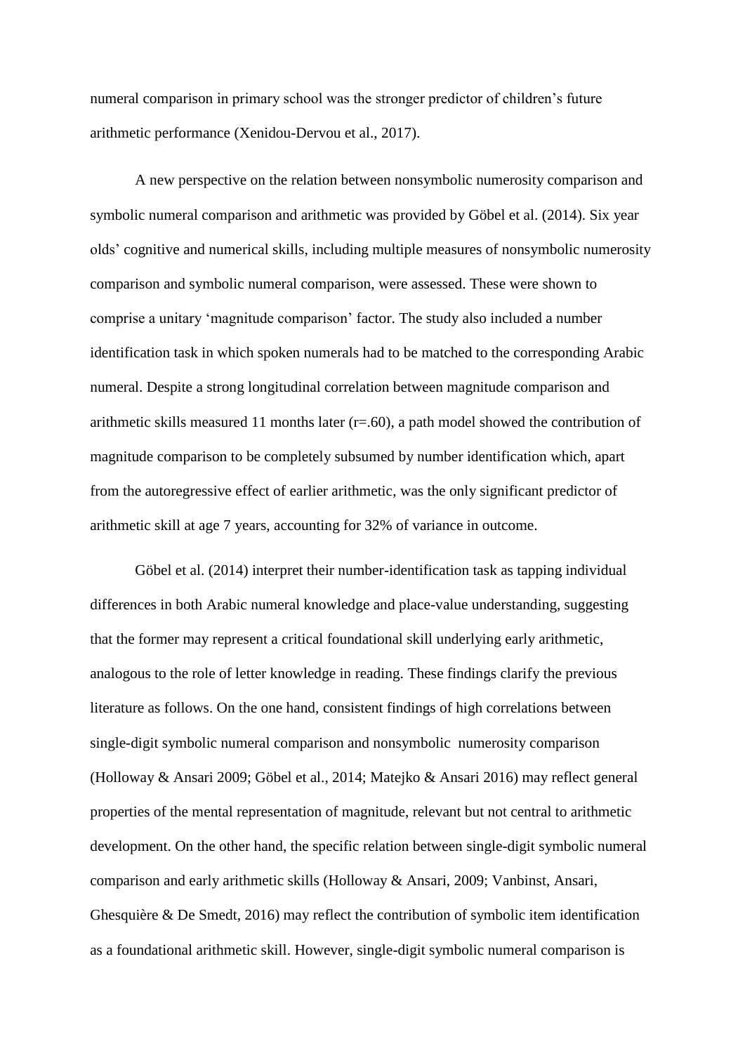numeral comparison in primary school was the stronger predictor of children's future arithmetic performance (Xenidou-Dervou et al., 2017).

A new perspective on the relation between nonsymbolic numerosity comparison and symbolic numeral comparison and arithmetic was provided by Göbel et al. (2014). Six year olds' cognitive and numerical skills, including multiple measures of nonsymbolic numerosity comparison and symbolic numeral comparison, were assessed. These were shown to comprise a unitary 'magnitude comparison' factor. The study also included a number identification task in which spoken numerals had to be matched to the corresponding Arabic numeral. Despite a strong longitudinal correlation between magnitude comparison and arithmetic skills measured 11 months later (r=.60), a path model showed the contribution of magnitude comparison to be completely subsumed by number identification which, apart from the autoregressive effect of earlier arithmetic, was the only significant predictor of arithmetic skill at age 7 years, accounting for 32% of variance in outcome.

Göbel et al. (2014) interpret their number-identification task as tapping individual differences in both Arabic numeral knowledge and place-value understanding, suggesting that the former may represent a critical foundational skill underlying early arithmetic, analogous to the role of letter knowledge in reading. These findings clarify the previous literature as follows. On the one hand, consistent findings of high correlations between single-digit symbolic numeral comparison and nonsymbolic numerosity comparison (Holloway & Ansari 2009; Göbel et al., 2014; Matejko & Ansari 2016) may reflect general properties of the mental representation of magnitude, relevant but not central to arithmetic development. On the other hand, the specific relation between single-digit symbolic numeral comparison and early arithmetic skills (Holloway & Ansari, 2009; Vanbinst, Ansari, Ghesquière & De Smedt, 2016) may reflect the contribution of symbolic item identification as a foundational arithmetic skill. However, single-digit symbolic numeral comparison is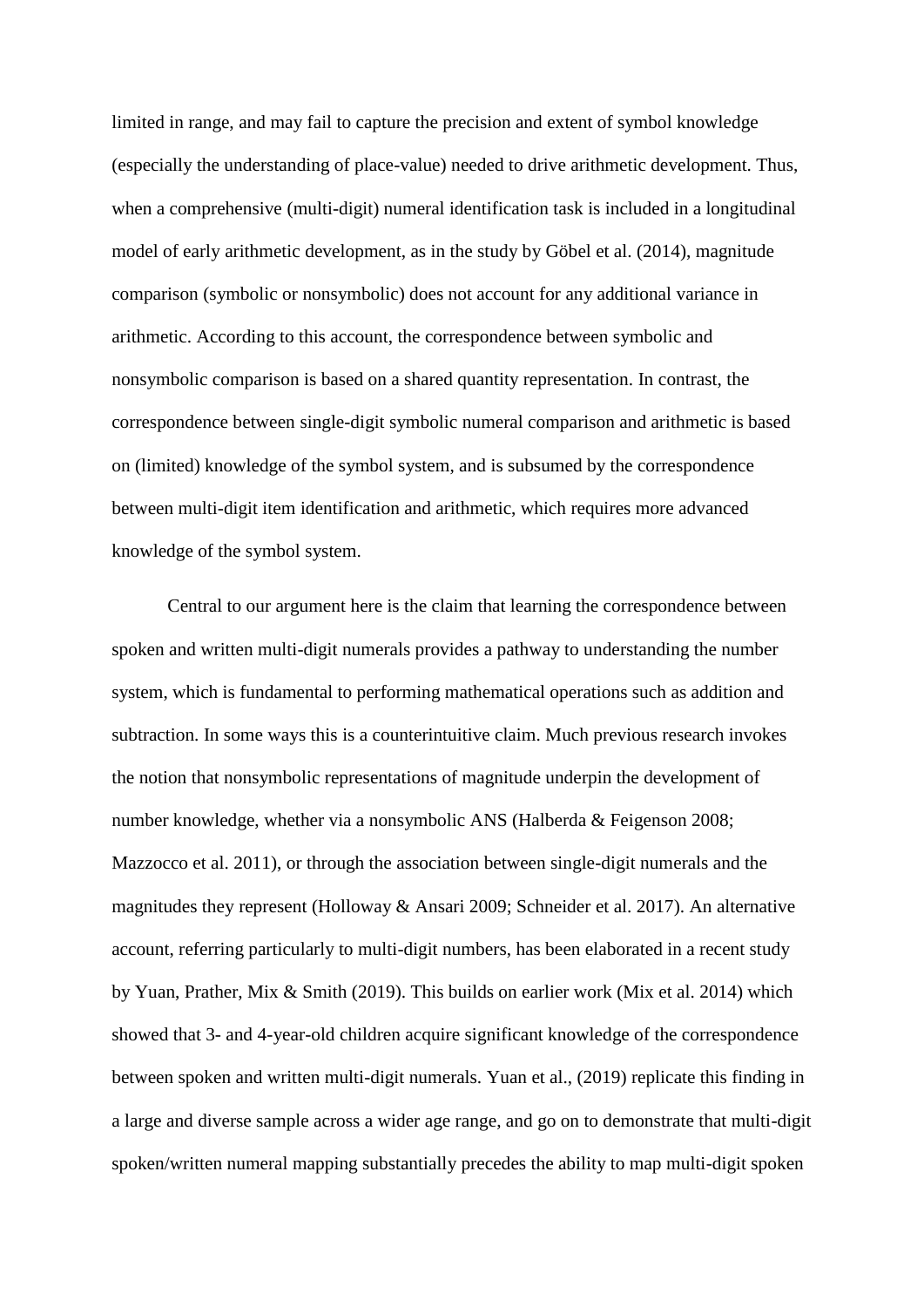limited in range, and may fail to capture the precision and extent of symbol knowledge (especially the understanding of place-value) needed to drive arithmetic development. Thus, when a comprehensive (multi-digit) numeral identification task is included in a longitudinal model of early arithmetic development, as in the study by Göbel et al. (2014), magnitude comparison (symbolic or nonsymbolic) does not account for any additional variance in arithmetic. According to this account, the correspondence between symbolic and nonsymbolic comparison is based on a shared quantity representation. In contrast, the correspondence between single-digit symbolic numeral comparison and arithmetic is based on (limited) knowledge of the symbol system, and is subsumed by the correspondence between multi-digit item identification and arithmetic, which requires more advanced knowledge of the symbol system.

Central to our argument here is the claim that learning the correspondence between spoken and written multi-digit numerals provides a pathway to understanding the number system, which is fundamental to performing mathematical operations such as addition and subtraction. In some ways this is a counterintuitive claim. Much previous research invokes the notion that nonsymbolic representations of magnitude underpin the development of number knowledge, whether via a nonsymbolic ANS (Halberda & Feigenson 2008; Mazzocco et al. 2011), or through the association between single-digit numerals and the magnitudes they represent (Holloway & Ansari 2009; Schneider et al. 2017). An alternative account, referring particularly to multi-digit numbers, has been elaborated in a recent study by Yuan, Prather, Mix & Smith (2019). This builds on earlier work (Mix et al. 2014) which showed that 3- and 4-year-old children acquire significant knowledge of the correspondence between spoken and written multi-digit numerals. Yuan et al., (2019) replicate this finding in a large and diverse sample across a wider age range, and go on to demonstrate that multi-digit spoken/written numeral mapping substantially precedes the ability to map multi-digit spoken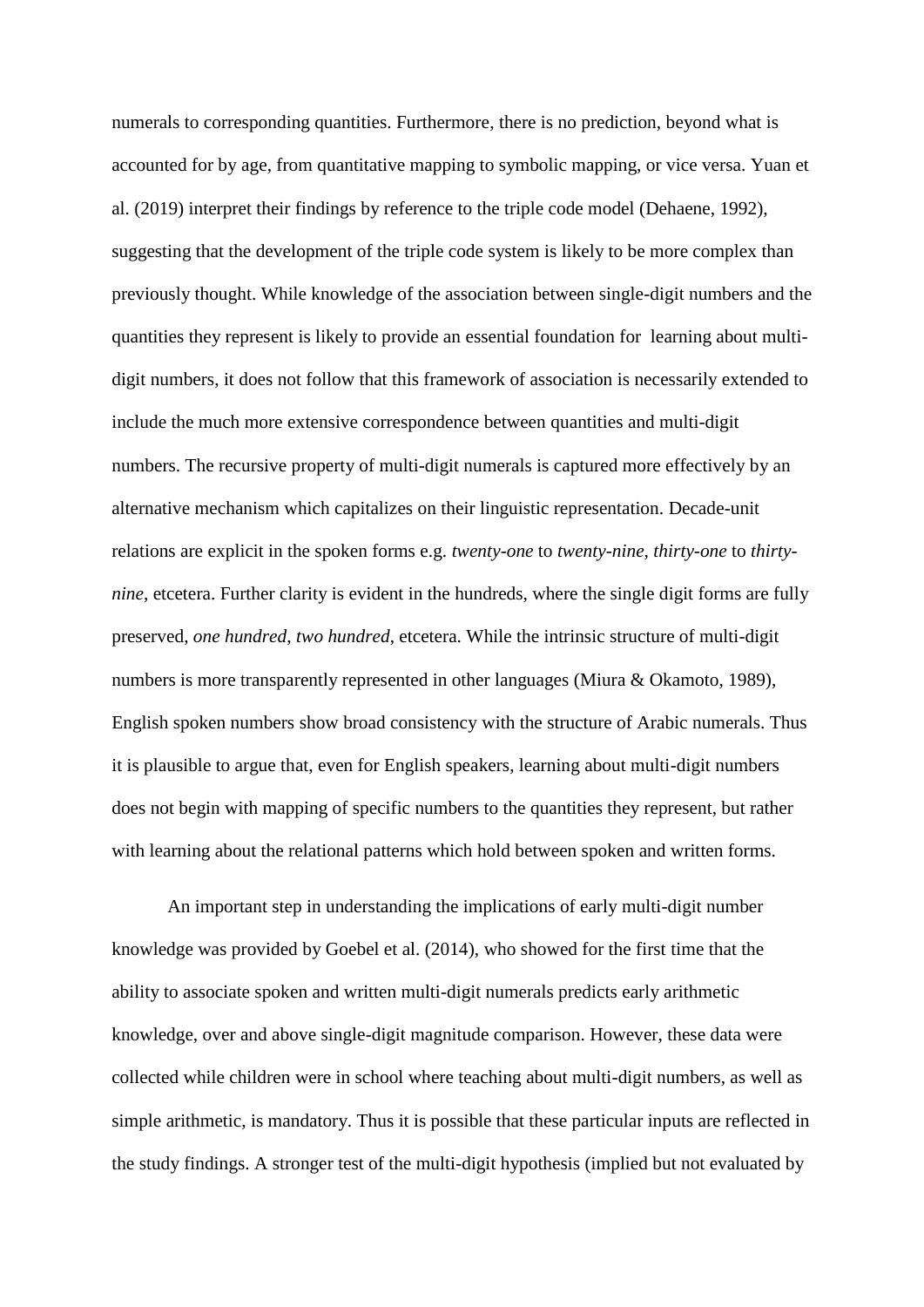numerals to corresponding quantities. Furthermore, there is no prediction, beyond what is accounted for by age, from quantitative mapping to symbolic mapping, or vice versa. Yuan et al. (2019) interpret their findings by reference to the triple code model (Dehaene, 1992), suggesting that the development of the triple code system is likely to be more complex than previously thought. While knowledge of the association between single-digit numbers and the quantities they represent is likely to provide an essential foundation for learning about multi-digit numbers, it does not follow that this framework of association is necessarily extended to include the much more extensive correspondence between quantities and multi-digit numbers. The recursive property of multi-digit numerals is captured more effectively by an alternative mechanism which capitalizes on their linguistic representation. Decade-unit relations are explicit in the spoken forms e.g. *twenty-one* to *twenty-nine*, *thirty-one* to *thirty-nine*, etcetera. Further clarity is evident in the hundreds, where the single digit forms are fully preserved, *one hundred*, *two hundred*, etcetera. While the intrinsic structure of multi-digit numbers is more transparently represented in other languages (Miura & Okamoto, 1989), English spoken numbers show broad consistency with the structure of Arabic numerals. Thus it is plausible to argue that, even for English speakers, learning about multi-digit numbers does not begin with mapping of specific numbers to the quantities they represent, but rather with learning about the relational patterns which hold between spoken and written forms.

An important step in understanding the implications of early multi-digit number knowledge was provided by Goebel et al. (2014), who showed for the first time that the ability to associate spoken and written multi-digit numerals predicts early arithmetic knowledge, over and above single-digit magnitude comparison. However, these data were collected while children were in school where teaching about multi-digit numbers, as well as simple arithmetic, is mandatory. Thus it is possible that these particular inputs are reflected in the study findings. A stronger test of the multi-digit hypothesis (implied but not evaluated by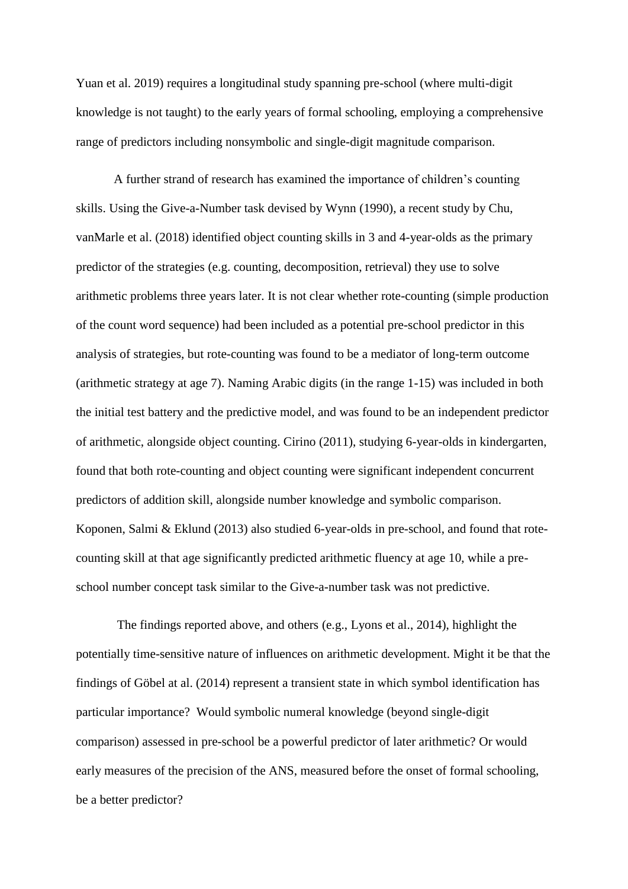Yuan et al. 2019) requires a longitudinal study spanning pre-school (where multi-digit knowledge is not taught) to the early years of formal schooling, employing a comprehensive range of predictors including nonsymbolic and single-digit magnitude comparison.

A further strand of research has examined the importance of children's counting skills. Using the Give-a-Number task devised by Wynn (1990), a recent study by Chu, vanMarle et al. (2018) identified object counting skills in 3 and 4-year-olds as the primary predictor of the strategies (e.g. counting, decomposition, retrieval) they use to solve arithmetic problems three years later. It is not clear whether rote-counting (simple production of the count word sequence) had been included as a potential pre-school predictor in this analysis of strategies, but rote-counting was found to be a mediator of long-term outcome (arithmetic strategy at age 7). Naming Arabic digits (in the range 1-15) was included in both the initial test battery and the predictive model, and was found to be an independent predictor of arithmetic, alongside object counting. Cirino (2011), studying 6-year-olds in kindergarten, found that both rote-counting and object counting were significant independent concurrent predictors of addition skill, alongside number knowledge and symbolic comparison. Koponen, Salmi & Eklund (2013) also studied 6-year-olds in pre-school, and found that rote-counting skill at that age significantly predicted arithmetic fluency at age 10, while a pre-school number concept task similar to the Give-a-number task was not predictive.

The findings reported above, and others (e.g., Lyons et al., 2014), highlight the potentially time-sensitive nature of influences on arithmetic development. Might it be that the findings of Göbel at al. (2014) represent a transient state in which symbol identification has particular importance? Would symbolic numeral knowledge (beyond single-digit comparison) assessed in pre-school be a powerful predictor of later arithmetic? Or would early measures of the precision of the ANS, measured before the onset of formal schooling, be a better predictor?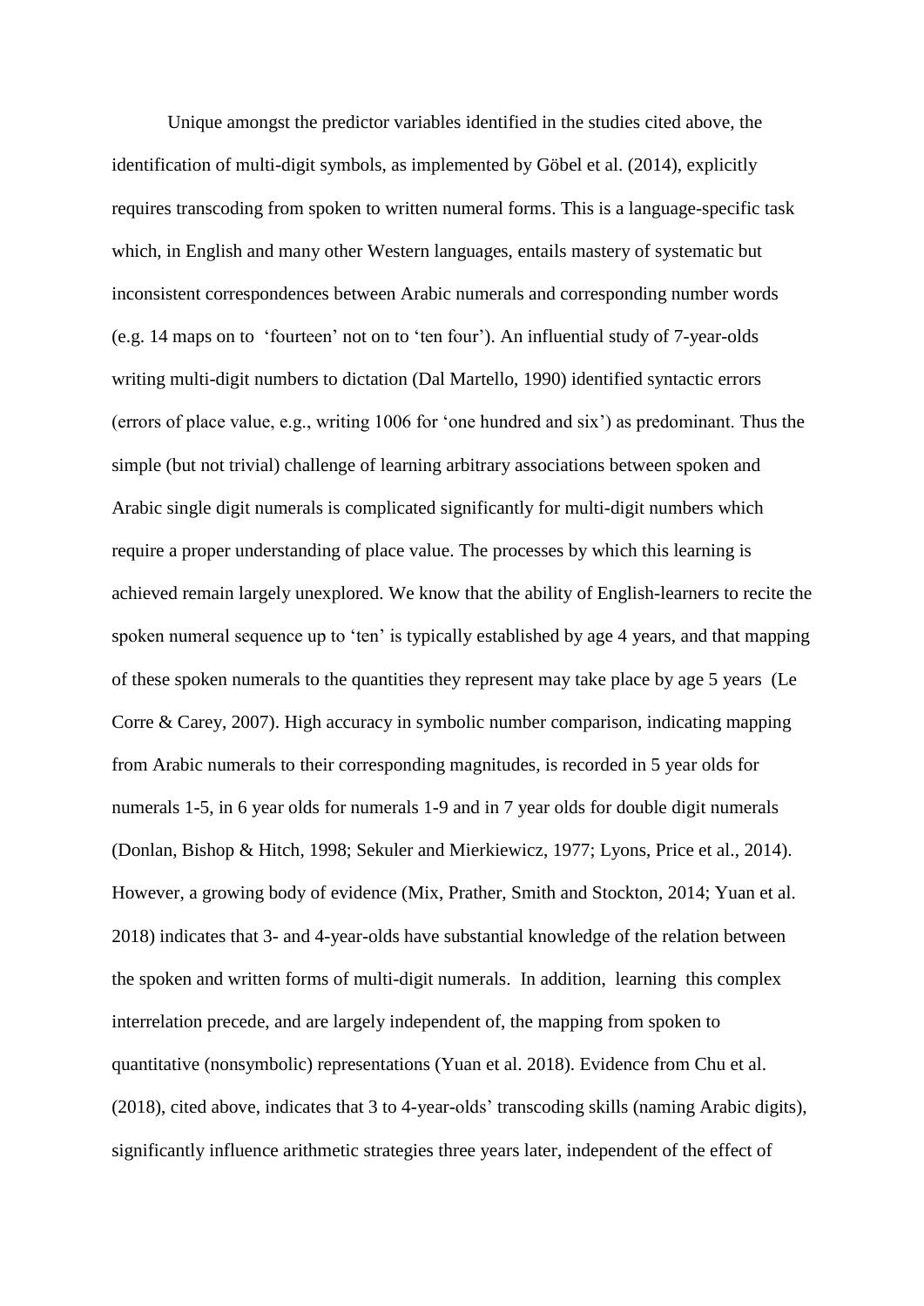Unique amongst the predictor variables identified in the studies cited above, the identification of multi-digit symbols, as implemented by Göbel et al. (2014), explicitly requires transcoding from spoken to written numeral forms. This is a language-specific task which, in English and many other Western languages, entails mastery of systematic but inconsistent correspondences between Arabic numerals and corresponding number words (e.g. 14 maps on to 'fourteen' not on to 'ten four'). An influential study of 7-year-olds writing multi-digit numbers to dictation (Dal Martello, 1990) identified syntactic errors (errors of place value, e.g., writing 1006 for 'one hundred and six') as predominant. Thus the simple (but not trivial) challenge of learning arbitrary associations between spoken and Arabic single digit numerals is complicated significantly for multi-digit numbers which require a proper understanding of place value. The processes by which this learning is achieved remain largely unexplored. We know that the ability of English-learners to recite the spoken numeral sequence up to 'ten' is typically established by age 4 years, and that mapping of these spoken numerals to the quantities they represent may take place by age 5 years (Le Corre & Carey, 2007). High accuracy in symbolic number comparison, indicating mapping from Arabic numerals to their corresponding magnitudes, is recorded in 5 year olds for numerals 1-5, in 6 year olds for numerals 1-9 and in 7 year olds for double digit numerals (Donlan, Bishop & Hitch, 1998; Sekuler and Mierkiewicz, 1977; Lyons, Price et al., 2014). However, a growing body of evidence (Mix, Prather, Smith and Stockton, 2014; Yuan et al. 2018) indicates that 3- and 4-year-olds have substantial knowledge of the relation between the spoken and written forms of multi-digit numerals. In addition, learning this complex interrelation precede, and are largely independent of, the mapping from spoken to quantitative (nonsymbolic) representations (Yuan et al. 2018). Evidence from Chu et al. (2018), cited above, indicates that 3 to 4-year-olds' transcoding skills (naming Arabic digits), significantly influence arithmetic strategies three years later, independent of the effect of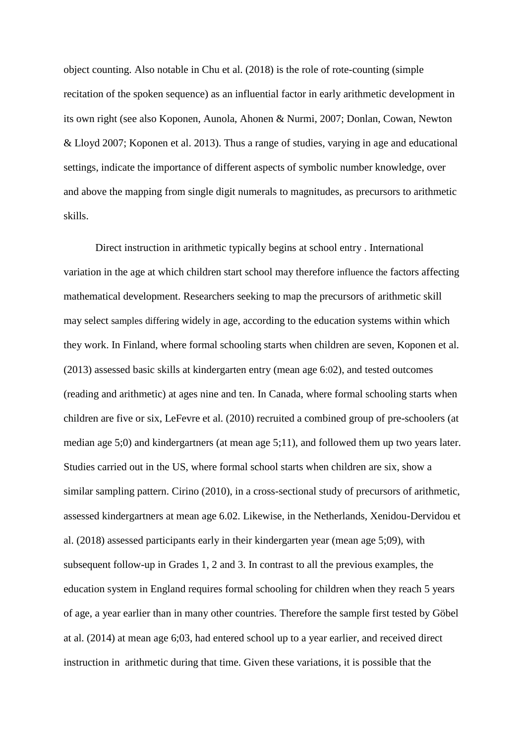object counting. Also notable in Chu et al. (2018) is the role of rote-counting (simple recitation of the spoken sequence) as an influential factor in early arithmetic development in its own right (see also Koponen, Aunola, Ahonen & Nurmi, 2007; Donlan, Cowan, Newton & Lloyd 2007; Koponen et al. 2013). Thus a range of studies, varying in age and educational settings, indicate the importance of different aspects of symbolic number knowledge, over and above the mapping from single digit numerals to magnitudes, as precursors to arithmetic skills.

Direct instruction in arithmetic typically begins at school entry . International variation in the age at which children start school may therefore influence the factors affecting mathematical development. Researchers seeking to map the precursors of arithmetic skill may select samples differing widely in age, according to the education systems within which they work. In Finland, where formal schooling starts when children are seven, Koponen et al. (2013) assessed basic skills at kindergarten entry (mean age 6:02), and tested outcomes (reading and arithmetic) at ages nine and ten. In Canada, where formal schooling starts when children are five or six, LeFevre et al. (2010) recruited a combined group of pre-schoolers (at median age 5;0) and kindergartners (at mean age 5;11), and followed them up two years later. Studies carried out in the US, where formal school starts when children are six, show a similar sampling pattern. Cirino (2010), in a cross-sectional study of precursors of arithmetic, assessed kindergartners at mean age 6.02. Likewise, in the Netherlands, Xenidou-Dervidou et al. (2018) assessed participants early in their kindergarten year (mean age 5;09), with subsequent follow-up in Grades 1, 2 and 3. In contrast to all the previous examples, the education system in England requires formal schooling for children when they reach 5 years of age, a year earlier than in many other countries. Therefore the sample first tested by Göbel at al. (2014) at mean age 6;03, had entered school up to a year earlier, and received direct instruction in arithmetic during that time. Given these variations, it is possible that the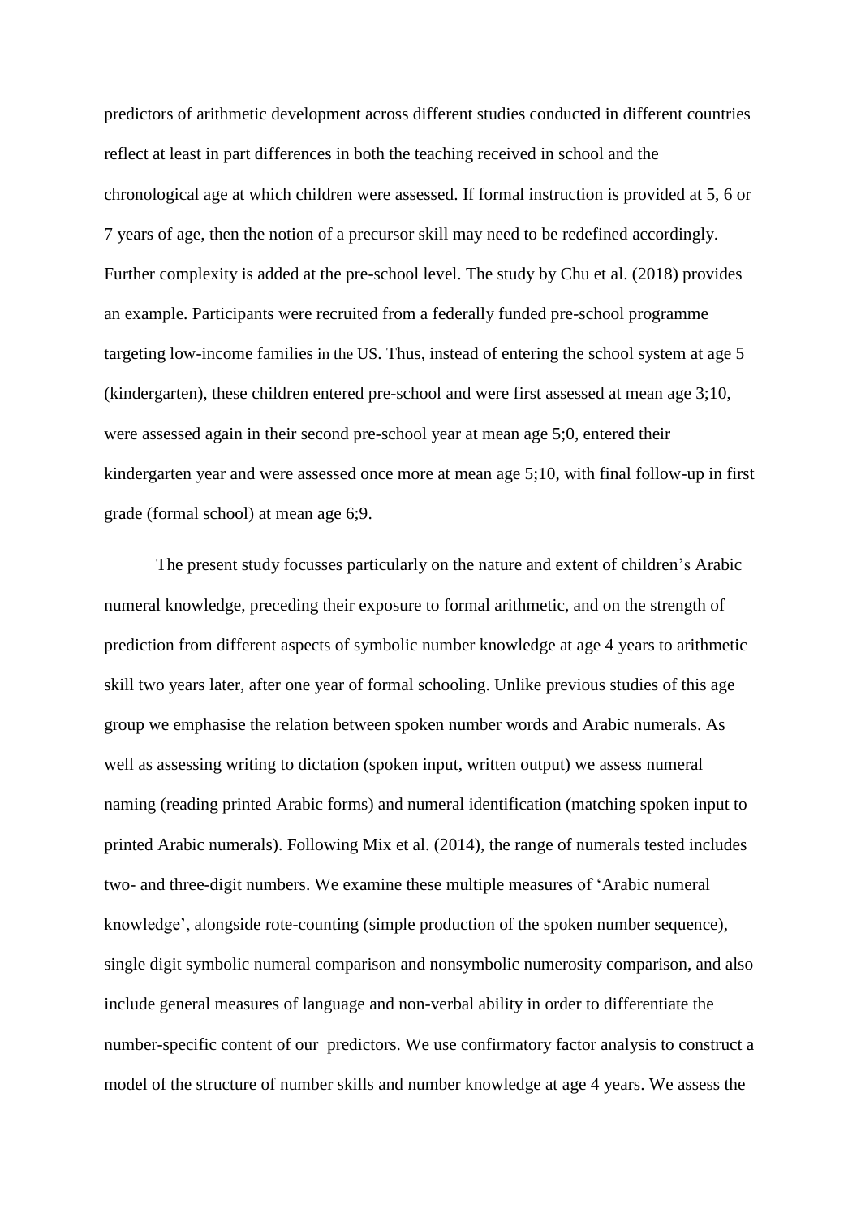predictors of arithmetic development across different studies conducted in different countries reflect at least in part differences in both the teaching received in school and the chronological age at which children were assessed. If formal instruction is provided at 5, 6 or 7 years of age, then the notion of a precursor skill may need to be redefined accordingly. Further complexity is added at the pre-school level. The study by Chu et al. (2018) provides an example. Participants were recruited from a federally funded pre-school programme targeting low-income families in the US. Thus, instead of entering the school system at age 5 (kindergarten), these children entered pre-school and were first assessed at mean age 3;10, were assessed again in their second pre-school year at mean age 5;0, entered their kindergarten year and were assessed once more at mean age 5;10, with final follow-up in first grade (formal school) at mean age 6;9.

The present study focusses particularly on the nature and extent of children's Arabic numeral knowledge, preceding their exposure to formal arithmetic, and on the strength of prediction from different aspects of symbolic number knowledge at age 4 years to arithmetic skill two years later, after one year of formal schooling. Unlike previous studies of this age group we emphasise the relation between spoken number words and Arabic numerals. As well as assessing writing to dictation (spoken input, written output) we assess numeral naming (reading printed Arabic forms) and numeral identification (matching spoken input to printed Arabic numerals). Following Mix et al. (2014), the range of numerals tested includes two- and three-digit numbers. We examine these multiple measures of 'Arabic numeral knowledge', alongside rote-counting (simple production of the spoken number sequence), single digit symbolic numeral comparison and nonsymbolic numerosity comparison, and also include general measures of language and non-verbal ability in order to differentiate the number-specific content of our predictors. We use confirmatory factor analysis to construct a model of the structure of number skills and number knowledge at age 4 years. We assess the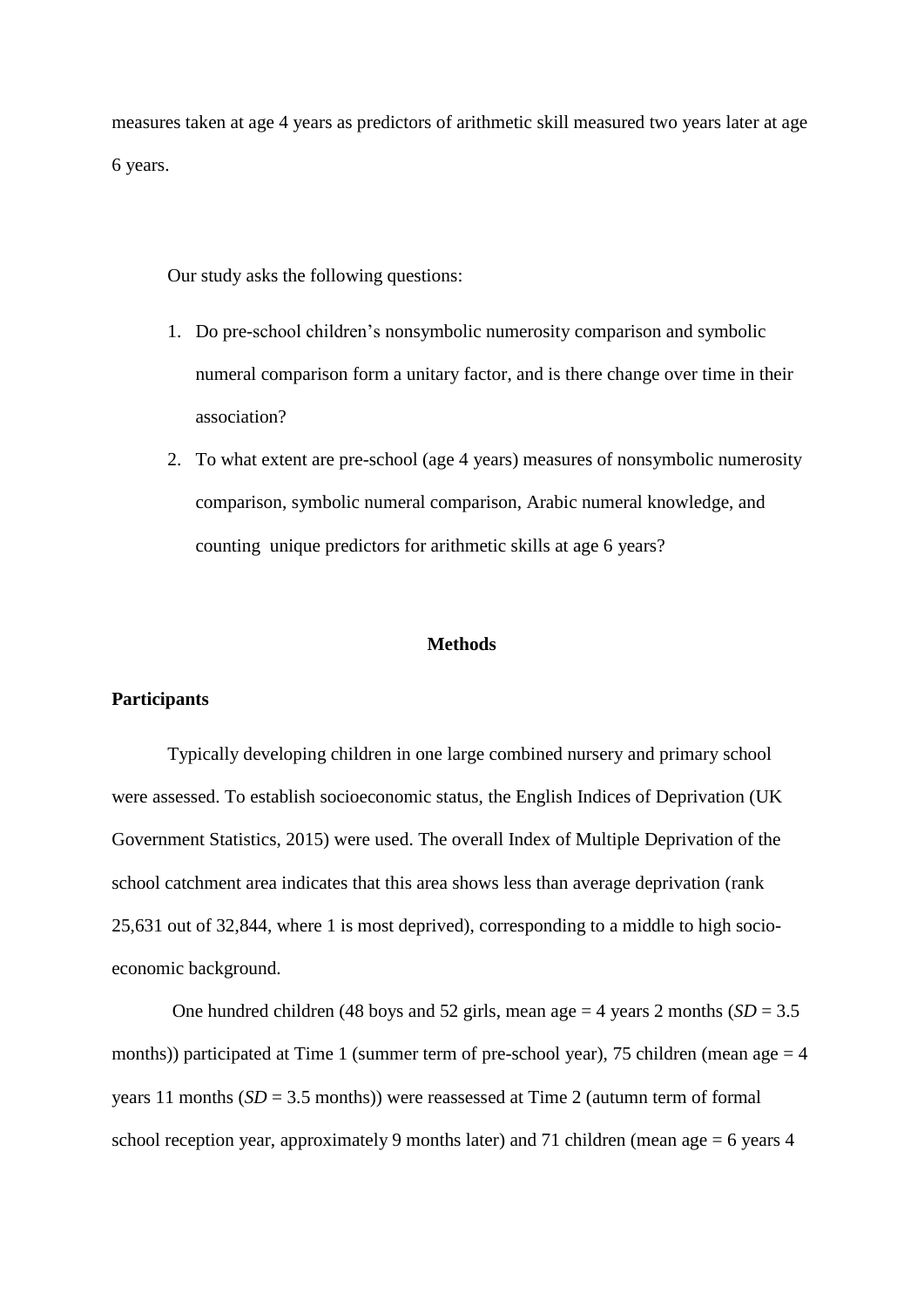measures taken at age 4 years as predictors of arithmetic skill measured two years later at age 6 years.

Our study asks the following questions:

1. Do pre-school children's nonsymbolic numerosity comparison and symbolic numeral comparison form a unitary factor, and is there change over time in their association?
2. To what extent are pre-school (age 4 years) measures of nonsymbolic numerosity comparison, symbolic numeral comparison, Arabic numeral knowledge, and counting  unique predictors for arithmetic skills at age 6 years?

## Methods

### Participants

Typically developing children in one large combined nursery and primary school were assessed. To establish socioeconomic status, the English Indices of Deprivation (UK Government Statistics, 2015) were used. The overall Index of Multiple Deprivation of the school catchment area indicates that this area shows less than average deprivation (rank 25,631 out of 32,844, where 1 is most deprived), corresponding to a middle to high socio-economic background.

One hundred children (48 boys and 52 girls, mean age = 4 years 2 months (*SD* = 3.5 months)) participated at Time 1 (summer term of pre-school year), 75 children (mean age = 4 years 11 months (*SD* = 3.5 months)) were reassessed at Time 2 (autumn term of formal school reception year, approximately 9 months later) and 71 children (mean age = 6 years 4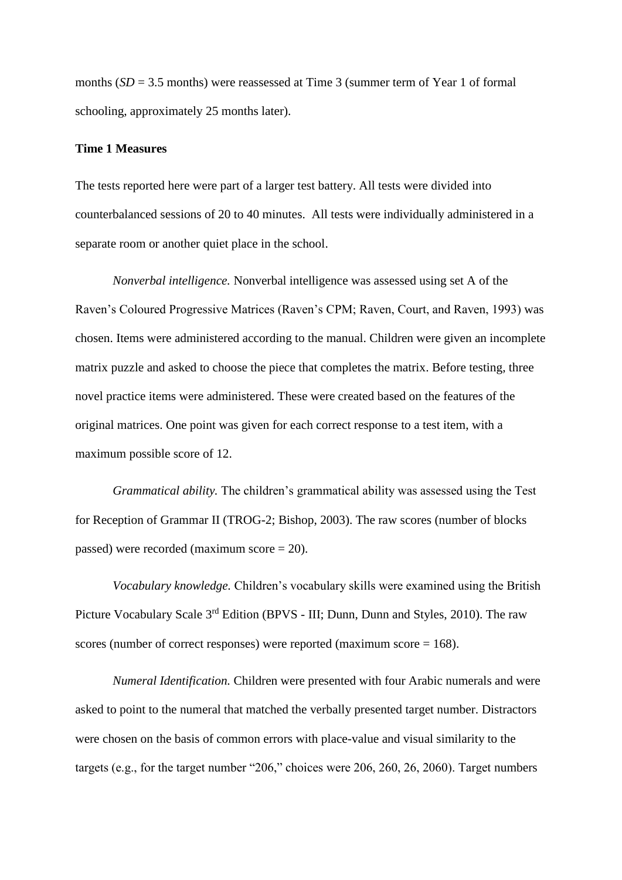months (*SD* = 3.5 months) were reassessed at Time 3 (summer term of Year 1 of formal schooling, approximately 25 months later).

**Time 1 Measures**

The tests reported here were part of a larger test battery. All tests were divided into counterbalanced sessions of 20 to 40 minutes. All tests were individually administered in a separate room or another quiet place in the school.

*Nonverbal intelligence.* Nonverbal intelligence was assessed using set A of the Raven's Coloured Progressive Matrices (Raven's CPM; Raven, Court, and Raven, 1993) was chosen. Items were administered according to the manual. Children were given an incomplete matrix puzzle and asked to choose the piece that completes the matrix. Before testing, three novel practice items were administered. These were created based on the features of the original matrices. One point was given for each correct response to a test item, with a maximum possible score of 12.

*Grammatical ability.* The children's grammatical ability was assessed using the Test for Reception of Grammar II (TROG-2; Bishop, 2003). The raw scores (number of blocks passed) were recorded (maximum score = 20).

*Vocabulary knowledge.* Children's vocabulary skills were examined using the British Picture Vocabulary Scale 3rd Edition (BPVS - III; Dunn, Dunn and Styles, 2010). The raw scores (number of correct responses) were reported (maximum score = 168).

*Numeral Identification.* Children were presented with four Arabic numerals and were asked to point to the numeral that matched the verbally presented target number. Distractors were chosen on the basis of common errors with place-value and visual similarity to the targets (e.g., for the target number "206," choices were 206, 260, 26, 2060). Target numbers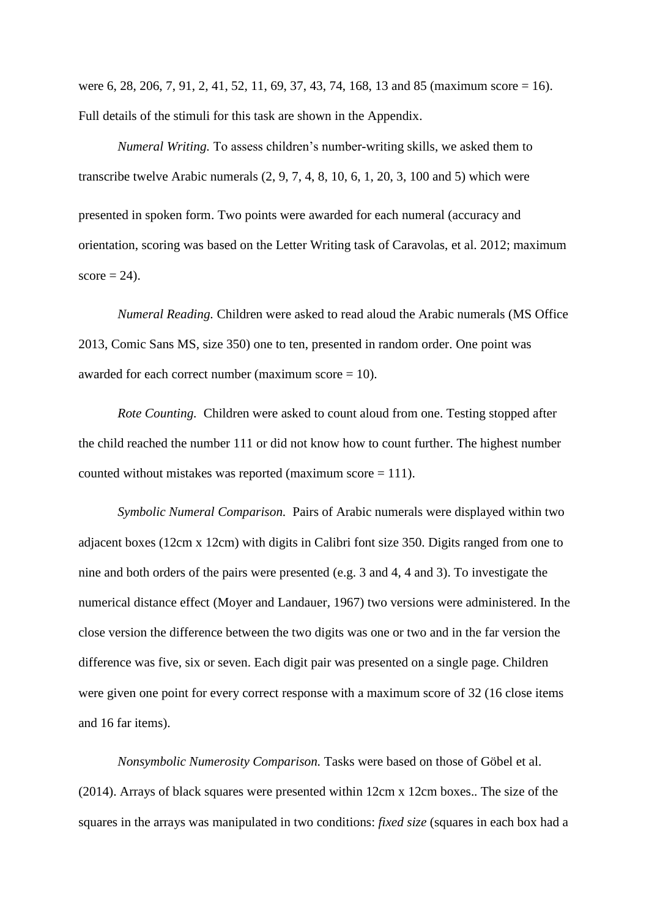were 6, 28, 206, 7, 91, 2, 41, 52, 11, 69, 37, 43, 74, 168, 13 and 85 (maximum score = 16). Full details of the stimuli for this task are shown in the Appendix.

*Numeral Writing.* To assess children's number-writing skills, we asked them to transcribe twelve Arabic numerals (2, 9, 7, 4, 8, 10, 6, 1, 20, 3, 100 and 5) which were presented in spoken form. Two points were awarded for each numeral (accuracy and orientation, scoring was based on the Letter Writing task of Caravolas, et al. 2012; maximum score = 24).

*Numeral Reading.* Children were asked to read aloud the Arabic numerals (MS Office 2013, Comic Sans MS, size 350) one to ten, presented in random order. One point was awarded for each correct number (maximum score = 10).

*Rote Counting.* Children were asked to count aloud from one. Testing stopped after the child reached the number 111 or did not know how to count further. The highest number counted without mistakes was reported (maximum score = 111).

*Symbolic Numeral Comparison.* Pairs of Arabic numerals were displayed within two adjacent boxes (12cm x 12cm) with digits in Calibri font size 350. Digits ranged from one to nine and both orders of the pairs were presented (e.g. 3 and 4, 4 and 3). To investigate the numerical distance effect (Moyer and Landauer, 1967) two versions were administered. In the close version the difference between the two digits was one or two and in the far version the difference was five, six or seven. Each digit pair was presented on a single page. Children were given one point for every correct response with a maximum score of 32 (16 close items and 16 far items).

*Nonsymbolic Numerosity Comparison.* Tasks were based on those of Göbel et al. (2014). Arrays of black squares were presented within 12cm x 12cm boxes.. The size of the squares in the arrays was manipulated in two conditions: *fixed size* (squares in each box had a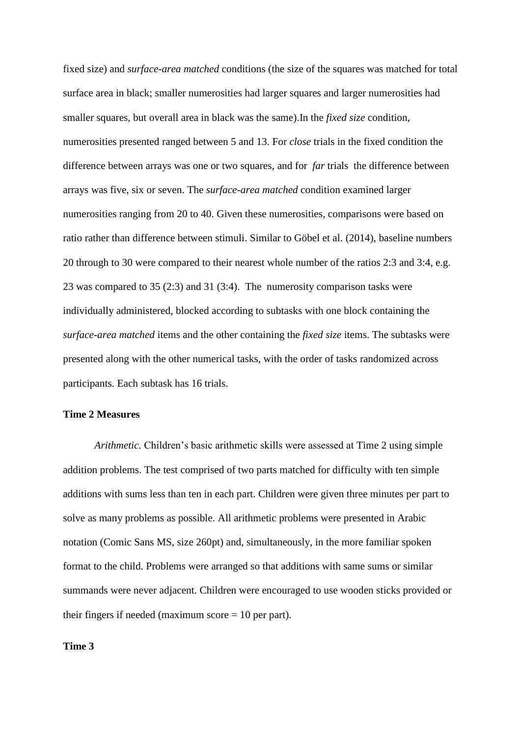fixed size) and *surface-area matched* conditions (the size of the squares was matched for total surface area in black; smaller numerosities had larger squares and larger numerosities had smaller squares, but overall area in black was the same).In the *fixed size* condition, numerosities presented ranged between 5 and 13. For *close* trials in the fixed condition the difference between arrays was one or two squares, and for *far* trials the difference between arrays was five, six or seven. The *surface-area matched* condition examined larger numerosities ranging from 20 to 40. Given these numerosities, comparisons were based on ratio rather than difference between stimuli. Similar to Göbel et al. (2014), baseline numbers 20 through to 30 were compared to their nearest whole number of the ratios 2:3 and 3:4, e.g. 23 was compared to 35 (2:3) and 31 (3:4). The numerosity comparison tasks were individually administered, blocked according to subtasks with one block containing the *surface-area matched* items and the other containing the *fixed size* items. The subtasks were presented along with the other numerical tasks, with the order of tasks randomized across participants. Each subtask has 16 trials.

**Time 2 Measures**

*Arithmetic.* Children's basic arithmetic skills were assessed at Time 2 using simple addition problems. The test comprised of two parts matched for difficulty with ten simple additions with sums less than ten in each part. Children were given three minutes per part to solve as many problems as possible. All arithmetic problems were presented in Arabic notation (Comic Sans MS, size 260pt) and, simultaneously, in the more familiar spoken format to the child. Problems were arranged so that additions with same sums or similar summands were never adjacent. Children were encouraged to use wooden sticks provided or their fingers if needed (maximum score = 10 per part).

**Time 3**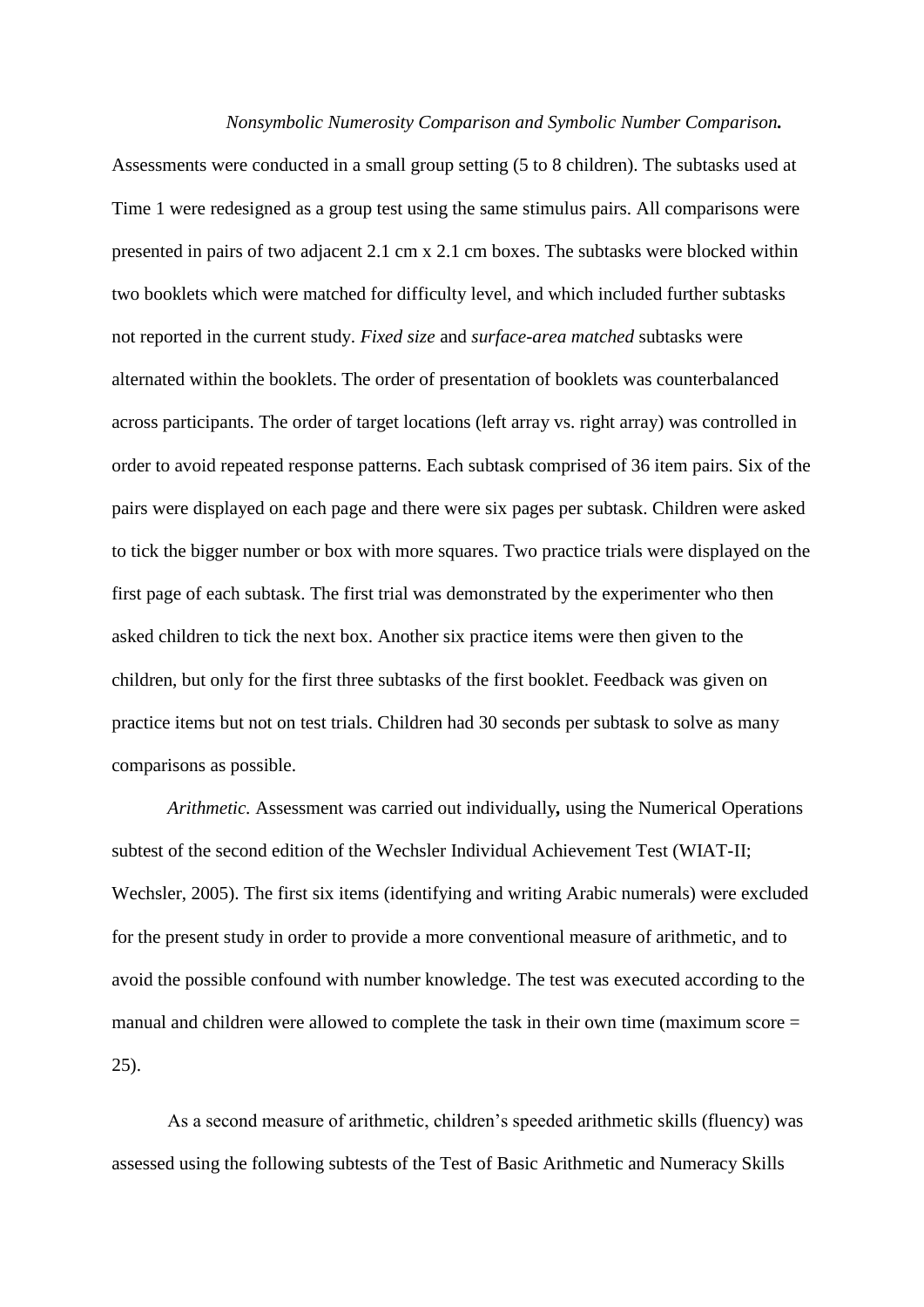*Nonsymbolic Numerosity Comparison and Symbolic Number Comparison.* Assessments were conducted in a small group setting (5 to 8 children). The subtasks used at Time 1 were redesigned as a group test using the same stimulus pairs. All comparisons were presented in pairs of two adjacent 2.1 cm x 2.1 cm boxes. The subtasks were blocked within two booklets which were matched for difficulty level, and which included further subtasks not reported in the current study. *Fixed size* and *surface-area matched* subtasks were alternated within the booklets. The order of presentation of booklets was counterbalanced across participants. The order of target locations (left array vs. right array) was controlled in order to avoid repeated response patterns. Each subtask comprised of 36 item pairs. Six of the pairs were displayed on each page and there were six pages per subtask. Children were asked to tick the bigger number or box with more squares. Two practice trials were displayed on the first page of each subtask. The first trial was demonstrated by the experimenter who then asked children to tick the next box. Another six practice items were then given to the children, but only for the first three subtasks of the first booklet. Feedback was given on practice items but not on test trials. Children had 30 seconds per subtask to solve as many comparisons as possible.

*Arithmetic.* Assessment was carried out individually**,** using the Numerical Operations subtest of the second edition of the Wechsler Individual Achievement Test (WIAT-II; Wechsler, 2005). The first six items (identifying and writing Arabic numerals) were excluded for the present study in order to provide a more conventional measure of arithmetic, and to avoid the possible confound with number knowledge. The test was executed according to the manual and children were allowed to complete the task in their own time (maximum score = 25).

As a second measure of arithmetic, children's speeded arithmetic skills (fluency) was assessed using the following subtests of the Test of Basic Arithmetic and Numeracy Skills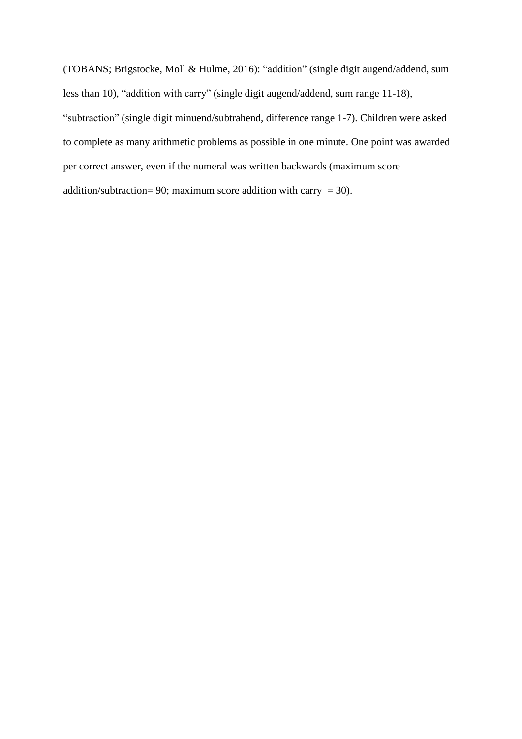(TOBANS; Brigstocke, Moll & Hulme, 2016): “addition” (single digit augend/addend, sum less than 10), “addition with carry” (single digit augend/addend, sum range 11-18), “subtraction” (single digit minuend/subtrahend, difference range 1-7). Children were asked to complete as many arithmetic problems as possible in one minute. One point was awarded per correct answer, even if the numeral was written backwards (maximum score addition/subtraction= 90; maximum score addition with carry = 30).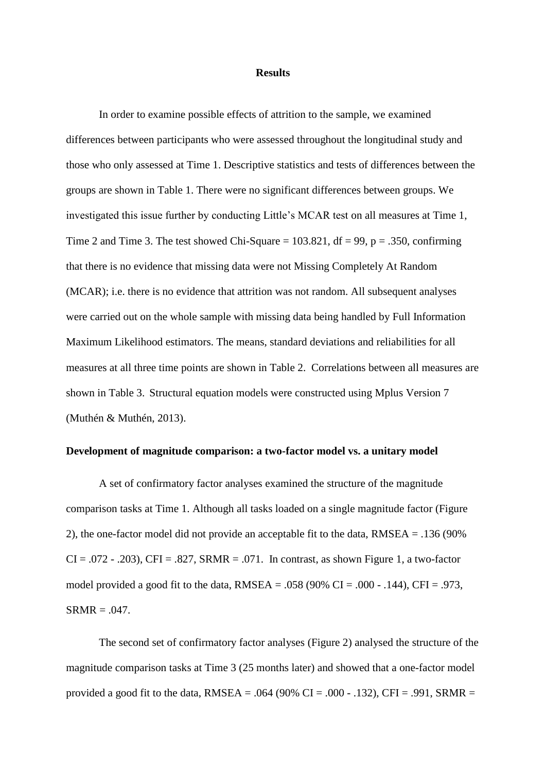**Results**

In order to examine possible effects of attrition to the sample, we examined differences between participants who were assessed throughout the longitudinal study and those who only assessed at Time 1. Descriptive statistics and tests of differences between the groups are shown in Table 1. There were no significant differences between groups. We investigated this issue further by conducting Little's MCAR test on all measures at Time 1, Time 2 and Time 3. The test showed Chi-Square = 103.821, df = 99, p = .350, confirming that there is no evidence that missing data were not Missing Completely At Random (MCAR); i.e. there is no evidence that attrition was not random. All subsequent analyses were carried out on the whole sample with missing data being handled by Full Information Maximum Likelihood estimators. The means, standard deviations and reliabilities for all measures at all three time points are shown in Table 2. Correlations between all measures are shown in Table 3. Structural equation models were constructed using Mplus Version 7 (Muthén & Muthén, 2013).

**Development of magnitude comparison: a two-factor model vs. a unitary model**

A set of confirmatory factor analyses examined the structure of the magnitude comparison tasks at Time 1. Although all tasks loaded on a single magnitude factor (Figure 2), the one-factor model did not provide an acceptable fit to the data, RMSEA = .136 (90% CI = .072 - .203), CFI = .827, SRMR = .071. In contrast, as shown Figure 1, a two-factor model provided a good fit to the data, RMSEA = .058 (90% CI = .000 - .144), CFI = .973, SRMR = .047.

The second set of confirmatory factor analyses (Figure 2) analysed the structure of the magnitude comparison tasks at Time 3 (25 months later) and showed that a one-factor model provided a good fit to the data, RMSEA = .064 (90% CI = .000 - .132), CFI = .991, SRMR =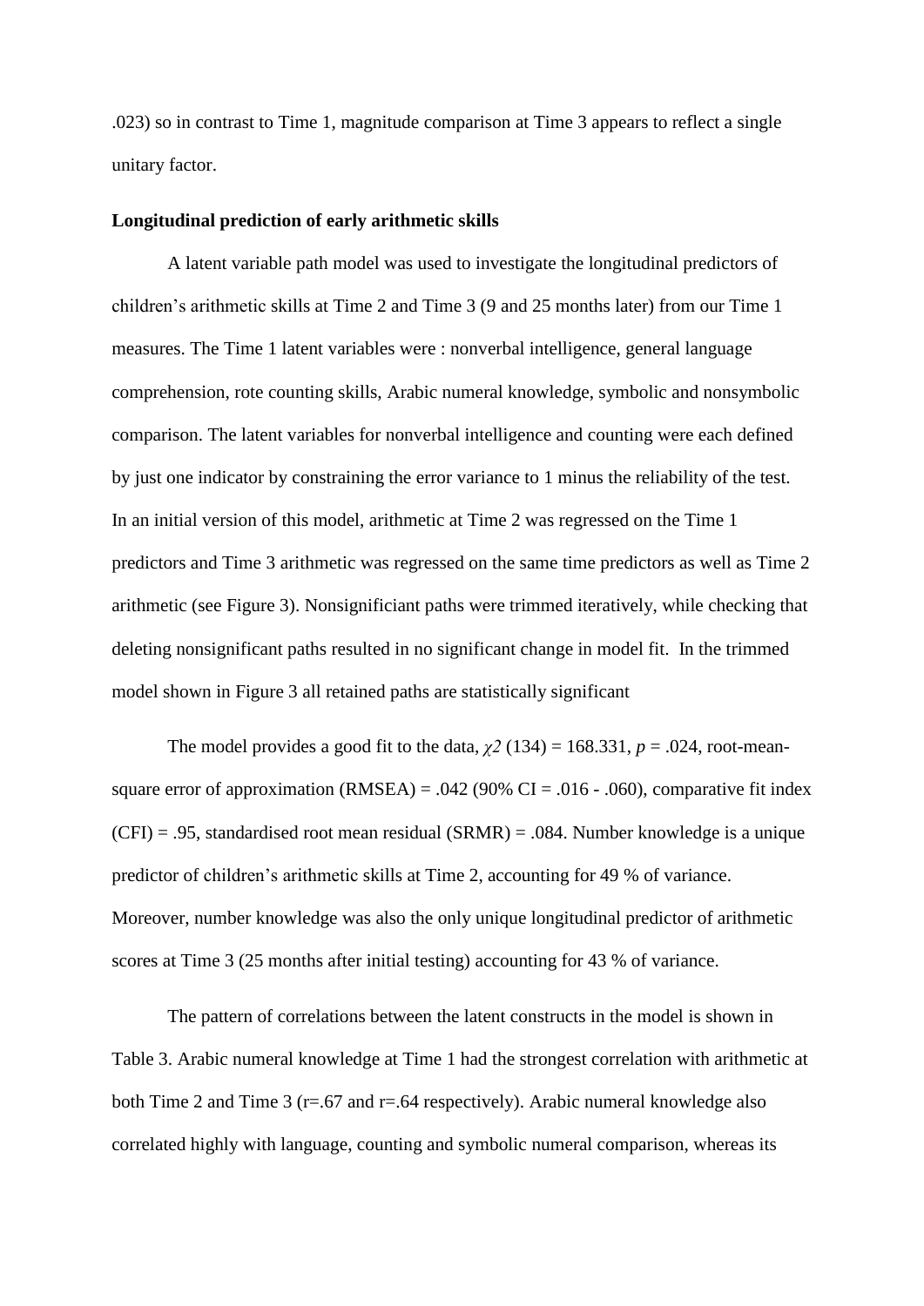.023) so in contrast to Time 1, magnitude comparison at Time 3 appears to reflect a single unitary factor.

**Longitudinal prediction of early arithmetic skills**

A latent variable path model was used to investigate the longitudinal predictors of children's arithmetic skills at Time 2 and Time 3 (9 and 25 months later) from our Time 1 measures. The Time 1 latent variables were : nonverbal intelligence, general language comprehension, rote counting skills, Arabic numeral knowledge, symbolic and nonsymbolic comparison. The latent variables for nonverbal intelligence and counting were each defined by just one indicator by constraining the error variance to 1 minus the reliability of the test. In an initial version of this model, arithmetic at Time 2 was regressed on the Time 1 predictors and Time 3 arithmetic was regressed on the same time predictors as well as Time 2 arithmetic (see Figure 3). Nonsignificiant paths were trimmed iteratively, while checking that deleting nonsignificant paths resulted in no significant change in model fit. In the trimmed model shown in Figure 3 all retained paths are statistically significant

The model provides a good fit to the data, $\chi^2$ (134) = 168.331, $p$ = .024, root-mean-square error of approximation (RMSEA) = .042 (90% CI = .016 - .060), comparative fit index (CFI) = .95, standardised root mean residual (SRMR) = .084. Number knowledge is a unique predictor of children's arithmetic skills at Time 2, accounting for 49 % of variance. Moreover, number knowledge was also the only unique longitudinal predictor of arithmetic scores at Time 3 (25 months after initial testing) accounting for 43 % of variance.

The pattern of correlations between the latent constructs in the model is shown in Table 3. Arabic numeral knowledge at Time 1 had the strongest correlation with arithmetic at both Time 2 and Time 3 (r=.67 and r=.64 respectively). Arabic numeral knowledge also correlated highly with language, counting and symbolic numeral comparison, whereas its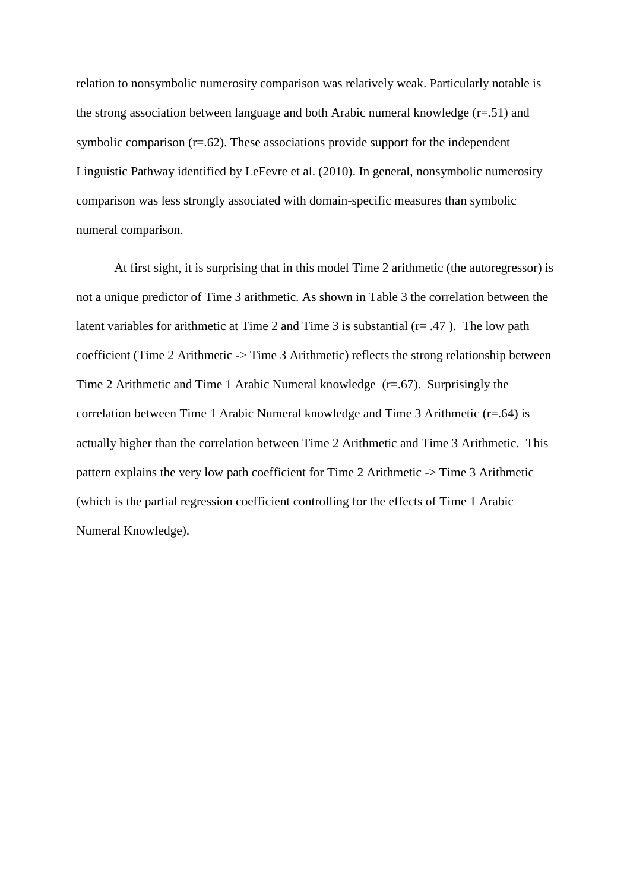relation to nonsymbolic numerosity comparison was relatively weak. Particularly notable is the strong association between language and both Arabic numeral knowledge (r=.51) and symbolic comparison (r=.62). These associations provide support for the independent Linguistic Pathway identified by LeFevre et al. (2010). In general, nonsymbolic numerosity comparison was less strongly associated with domain-specific measures than symbolic numeral comparison.

At first sight, it is surprising that in this model Time 2 arithmetic (the autoregressor) is not a unique predictor of Time 3 arithmetic. As shown in Table 3 the correlation between the latent variables for arithmetic at Time 2 and Time 3 is substantial (r= .47 ). The low path coefficient (Time 2 Arithmetic -> Time 3 Arithmetic) reflects the strong relationship between Time 2 Arithmetic and Time 1 Arabic Numeral knowledge (r=.67). Surprisingly the correlation between Time 1 Arabic Numeral knowledge and Time 3 Arithmetic (r=.64) is actually higher than the correlation between Time 2 Arithmetic and Time 3 Arithmetic. This pattern explains the very low path coefficient for Time 2 Arithmetic -> Time 3 Arithmetic (which is the partial regression coefficient controlling for the effects of Time 1 Arabic Numeral Knowledge).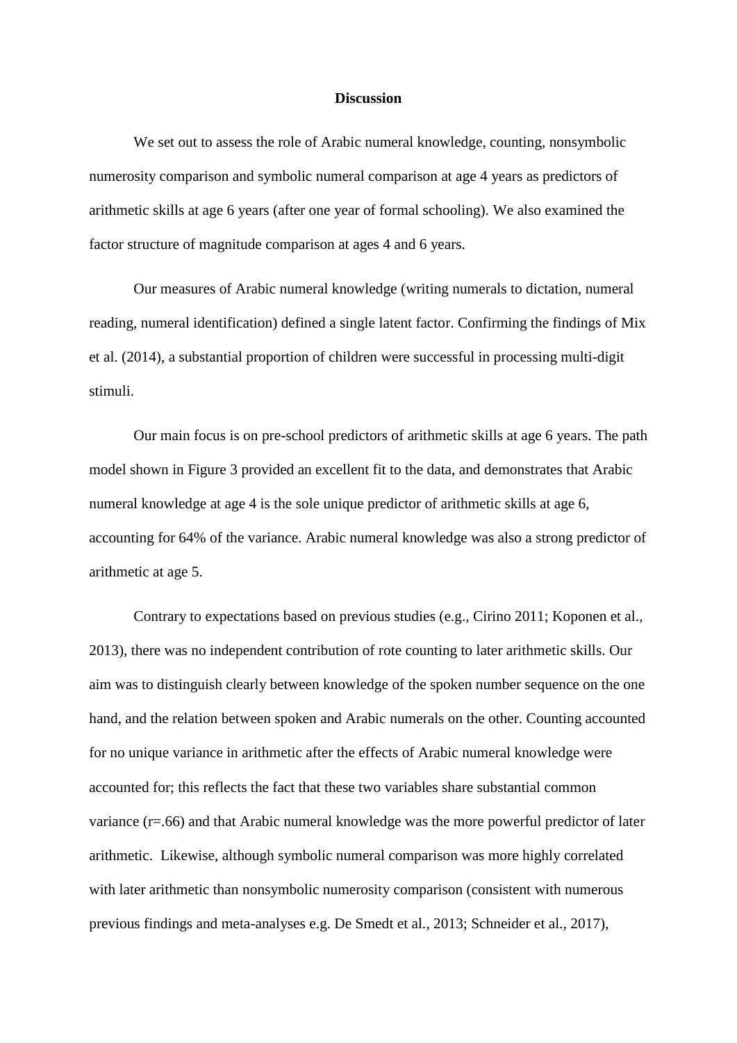## Discussion

We set out to assess the role of Arabic numeral knowledge, counting, nonsymbolic numerosity comparison and symbolic numeral comparison at age 4 years as predictors of arithmetic skills at age 6 years (after one year of formal schooling). We also examined the factor structure of magnitude comparison at ages 4 and 6 years.

Our measures of Arabic numeral knowledge (writing numerals to dictation, numeral reading, numeral identification) defined a single latent factor. Confirming the findings of Mix et al. (2014), a substantial proportion of children were successful in processing multi-digit stimuli.

Our main focus is on pre-school predictors of arithmetic skills at age 6 years. The path model shown in Figure 3 provided an excellent fit to the data, and demonstrates that Arabic numeral knowledge at age 4 is the sole unique predictor of arithmetic skills at age 6, accounting for 64% of the variance. Arabic numeral knowledge was also a strong predictor of arithmetic at age 5.

Contrary to expectations based on previous studies (e.g., Cirino 2011; Koponen et al., 2013), there was no independent contribution of rote counting to later arithmetic skills. Our aim was to distinguish clearly between knowledge of the spoken number sequence on the one hand, and the relation between spoken and Arabic numerals on the other. Counting accounted for no unique variance in arithmetic after the effects of Arabic numeral knowledge were accounted for; this reflects the fact that these two variables share substantial common variance ($r=.66$) and that Arabic numeral knowledge was the more powerful predictor of later arithmetic. Likewise, although symbolic numeral comparison was more highly correlated with later arithmetic than nonsymbolic numerosity comparison (consistent with numerous previous findings and meta-analyses e.g. De Smedt et al., 2013; Schneider et al., 2017),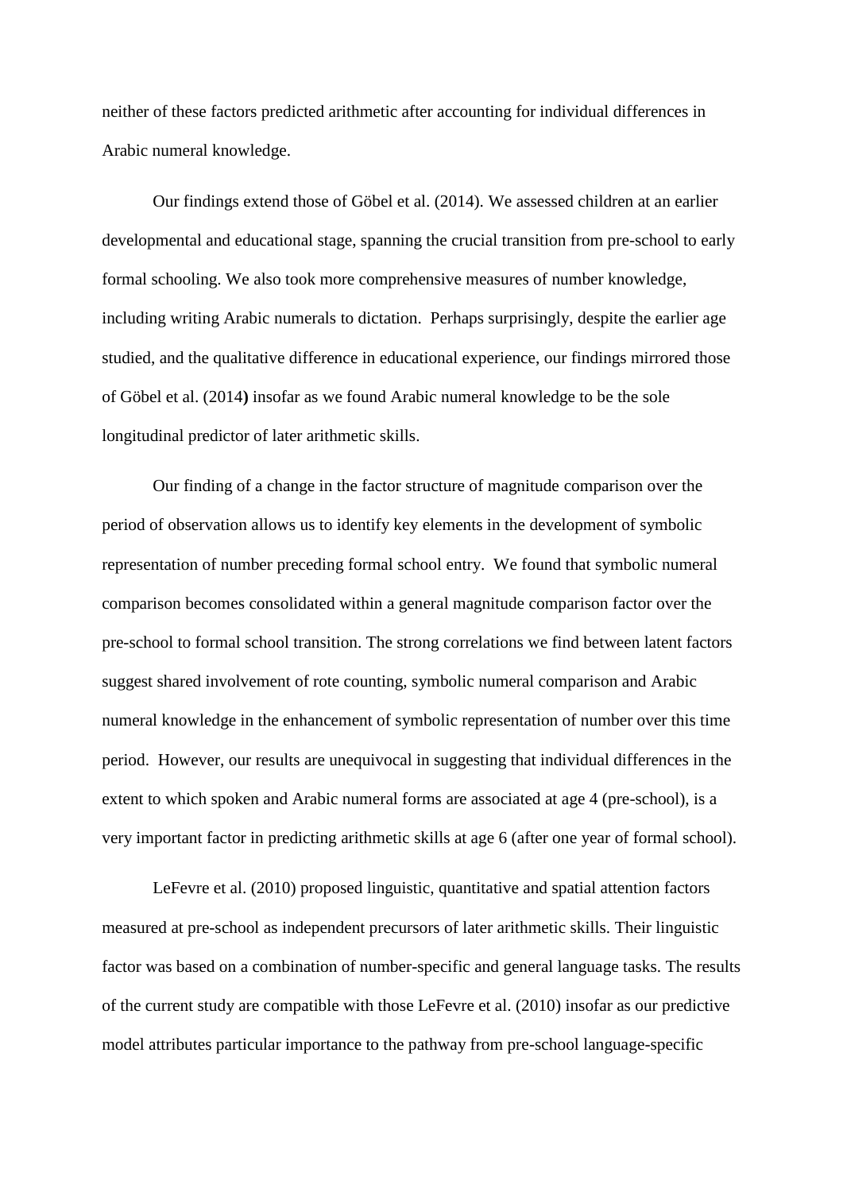neither of these factors predicted arithmetic after accounting for individual differences in Arabic numeral knowledge.

Our findings extend those of Göbel et al. (2014). We assessed children at an earlier developmental and educational stage, spanning the crucial transition from pre-school to early formal schooling. We also took more comprehensive measures of number knowledge, including writing Arabic numerals to dictation. Perhaps surprisingly, despite the earlier age studied, and the qualitative difference in educational experience, our findings mirrored those of Göbel et al. (2014**)** insofar as we found Arabic numeral knowledge to be the sole longitudinal predictor of later arithmetic skills.

Our finding of a change in the factor structure of magnitude comparison over the period of observation allows us to identify key elements in the development of symbolic representation of number preceding formal school entry. We found that symbolic numeral comparison becomes consolidated within a general magnitude comparison factor over the pre-school to formal school transition. The strong correlations we find between latent factors suggest shared involvement of rote counting, symbolic numeral comparison and Arabic numeral knowledge in the enhancement of symbolic representation of number over this time period. However, our results are unequivocal in suggesting that individual differences in the extent to which spoken and Arabic numeral forms are associated at age 4 (pre-school), is a very important factor in predicting arithmetic skills at age 6 (after one year of formal school).

LeFevre et al. (2010) proposed linguistic, quantitative and spatial attention factors measured at pre-school as independent precursors of later arithmetic skills. Their linguistic factor was based on a combination of number-specific and general language tasks. The results of the current study are compatible with those LeFevre et al. (2010) insofar as our predictive model attributes particular importance to the pathway from pre-school language-specific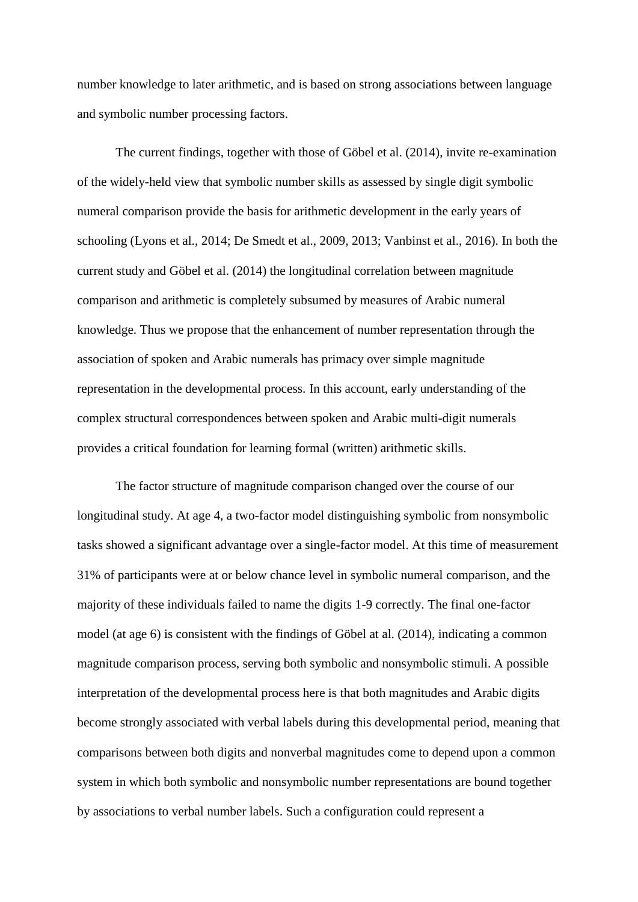number knowledge to later arithmetic, and is based on strong associations between language and symbolic number processing factors.

The current findings, together with those of Göbel et al. (2014), invite re-examination of the widely-held view that symbolic number skills as assessed by single digit symbolic numeral comparison provide the basis for arithmetic development in the early years of schooling (Lyons et al., 2014; De Smedt et al., 2009, 2013; Vanbinst et al., 2016). In both the current study and Göbel et al. (2014) the longitudinal correlation between magnitude comparison and arithmetic is completely subsumed by measures of Arabic numeral knowledge. Thus we propose that the enhancement of number representation through the association of spoken and Arabic numerals has primacy over simple magnitude representation in the developmental process. In this account, early understanding of the complex structural correspondences between spoken and Arabic multi-digit numerals provides a critical foundation for learning formal (written) arithmetic skills.

The factor structure of magnitude comparison changed over the course of our longitudinal study. At age 4, a two-factor model distinguishing symbolic from nonsymbolic tasks showed a significant advantage over a single-factor model. At this time of measurement 31% of participants were at or below chance level in symbolic numeral comparison, and the majority of these individuals failed to name the digits 1-9 correctly. The final one-factor model (at age 6) is consistent with the findings of Göbel at al. (2014), indicating a common magnitude comparison process, serving both symbolic and nonsymbolic stimuli. A possible interpretation of the developmental process here is that both magnitudes and Arabic digits become strongly associated with verbal labels during this developmental period, meaning that comparisons between both digits and nonverbal magnitudes come to depend upon a common system in which both symbolic and nonsymbolic number representations are bound together by associations to verbal number labels. Such a configuration could represent a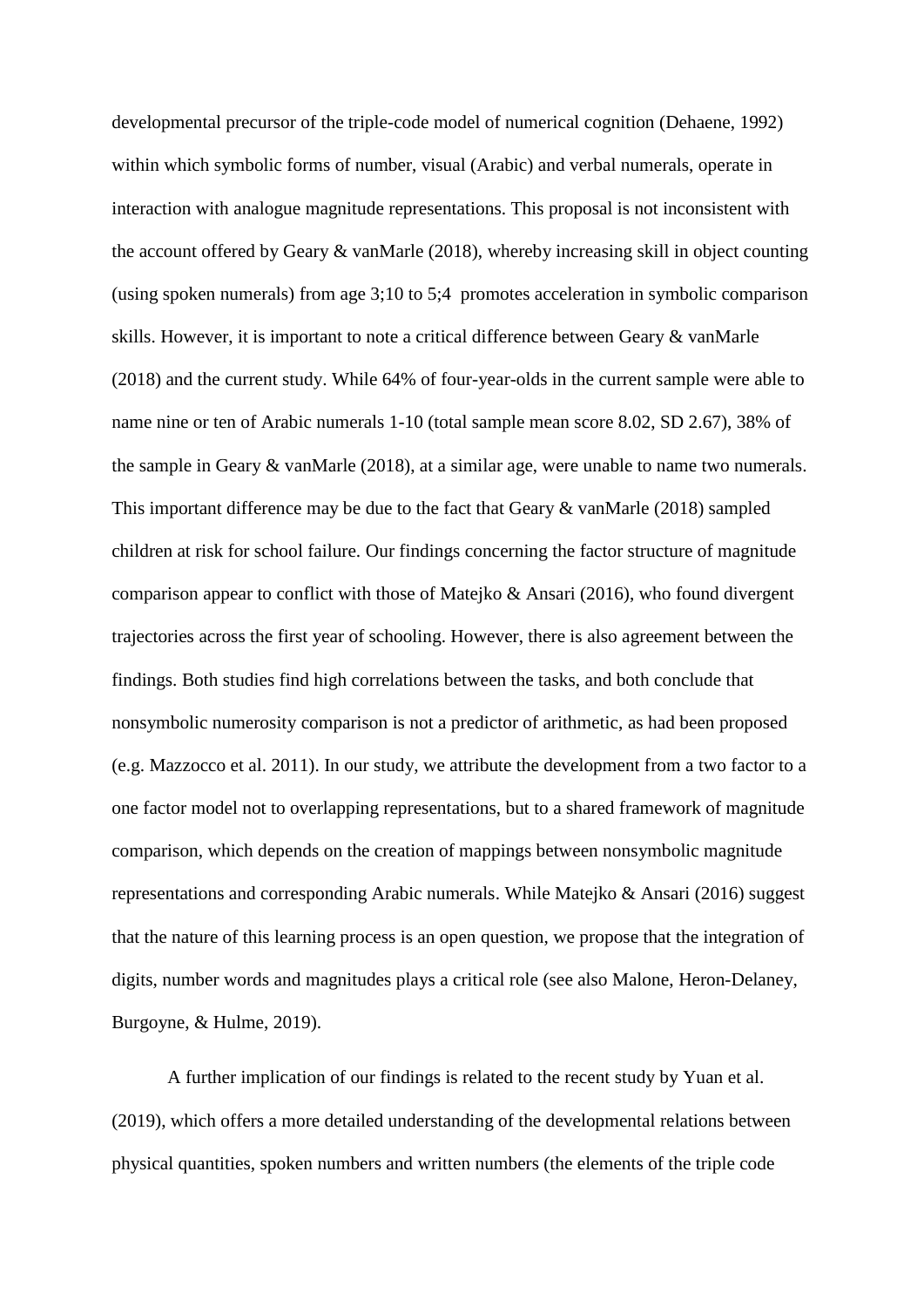developmental precursor of the triple-code model of numerical cognition (Dehaene, 1992) within which symbolic forms of number, visual (Arabic) and verbal numerals, operate in interaction with analogue magnitude representations. This proposal is not inconsistent with the account offered by Geary & vanMarle (2018), whereby increasing skill in object counting (using spoken numerals) from age 3;10 to 5;4 promotes acceleration in symbolic comparison skills. However, it is important to note a critical difference between Geary & vanMarle (2018) and the current study. While 64% of four-year-olds in the current sample were able to name nine or ten of Arabic numerals 1-10 (total sample mean score 8.02, SD 2.67), 38% of the sample in Geary & vanMarle (2018), at a similar age, were unable to name two numerals. This important difference may be due to the fact that Geary & vanMarle (2018) sampled children at risk for school failure. Our findings concerning the factor structure of magnitude comparison appear to conflict with those of Matejko & Ansari (2016), who found divergent trajectories across the first year of schooling. However, there is also agreement between the findings. Both studies find high correlations between the tasks, and both conclude that nonsymbolic numerosity comparison is not a predictor of arithmetic, as had been proposed (e.g. Mazzocco et al. 2011). In our study, we attribute the development from a two factor to a one factor model not to overlapping representations, but to a shared framework of magnitude comparison, which depends on the creation of mappings between nonsymbolic magnitude representations and corresponding Arabic numerals. While Matejko & Ansari (2016) suggest that the nature of this learning process is an open question, we propose that the integration of digits, number words and magnitudes plays a critical role (see also Malone, Heron-Delaney, Burgoyne, & Hulme, 2019).

A further implication of our findings is related to the recent study by Yuan et al. (2019), which offers a more detailed understanding of the developmental relations between physical quantities, spoken numbers and written numbers (the elements of the triple code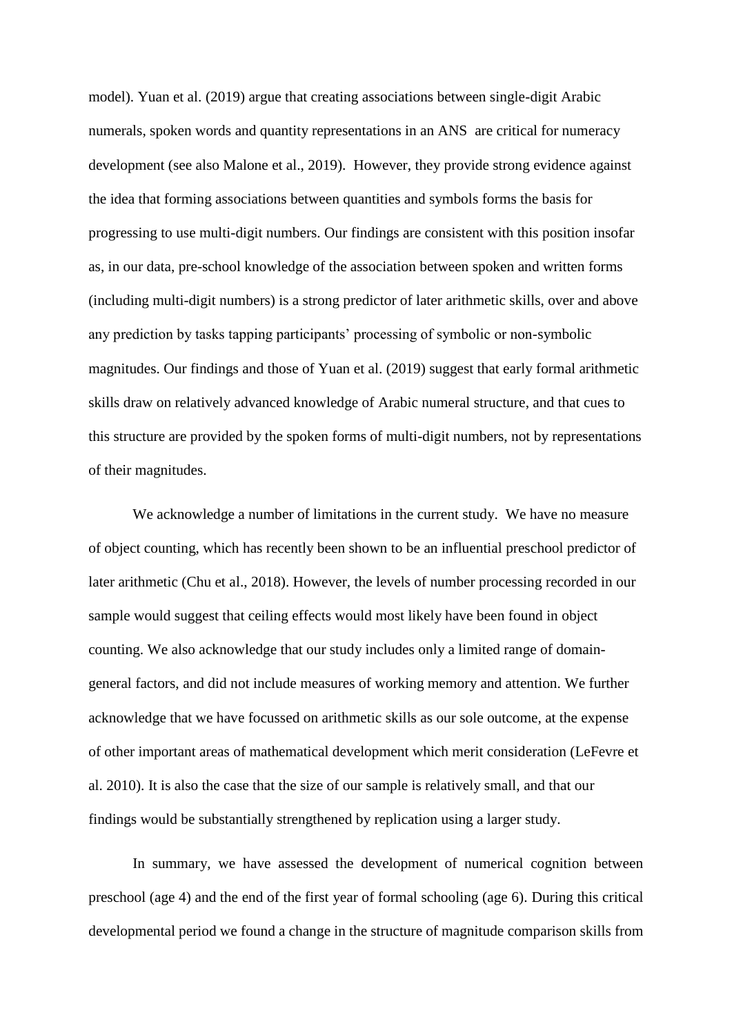model). Yuan et al. (2019) argue that creating associations between single-digit Arabic numerals, spoken words and quantity representations in an ANS are critical for numeracy development (see also Malone et al., 2019). However, they provide strong evidence against the idea that forming associations between quantities and symbols forms the basis for progressing to use multi-digit numbers. Our findings are consistent with this position insofar as, in our data, pre-school knowledge of the association between spoken and written forms (including multi-digit numbers) is a strong predictor of later arithmetic skills, over and above any prediction by tasks tapping participants' processing of symbolic or non-symbolic magnitudes. Our findings and those of Yuan et al. (2019) suggest that early formal arithmetic skills draw on relatively advanced knowledge of Arabic numeral structure, and that cues to this structure are provided by the spoken forms of multi-digit numbers, not by representations of their magnitudes.

We acknowledge a number of limitations in the current study. We have no measure of object counting, which has recently been shown to be an influential preschool predictor of later arithmetic (Chu et al., 2018). However, the levels of number processing recorded in our sample would suggest that ceiling effects would most likely have been found in object counting. We also acknowledge that our study includes only a limited range of domain-general factors, and did not include measures of working memory and attention. We further acknowledge that we have focussed on arithmetic skills as our sole outcome, at the expense of other important areas of mathematical development which merit consideration (LeFevre et al. 2010). It is also the case that the size of our sample is relatively small, and that our findings would be substantially strengthened by replication using a larger study.

In summary, we have assessed the development of numerical cognition between preschool (age 4) and the end of the first year of formal schooling (age 6). During this critical developmental period we found a change in the structure of magnitude comparison skills from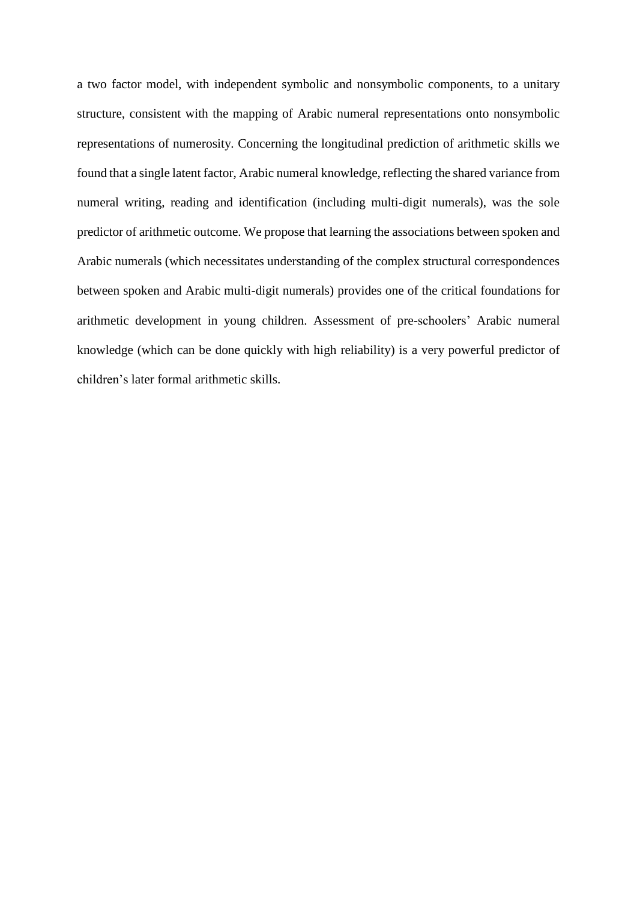a two factor model, with independent symbolic and nonsymbolic components, to a unitary structure, consistent with the mapping of Arabic numeral representations onto nonsymbolic representations of numerosity. Concerning the longitudinal prediction of arithmetic skills we found that a single latent factor, Arabic numeral knowledge, reflecting the shared variance from numeral writing, reading and identification (including multi-digit numerals), was the sole predictor of arithmetic outcome. We propose that learning the associations between spoken and Arabic numerals (which necessitates understanding of the complex structural correspondences between spoken and Arabic multi-digit numerals) provides one of the critical foundations for arithmetic development in young children. Assessment of pre-schoolers' Arabic numeral knowledge (which can be done quickly with high reliability) is a very powerful predictor of children's later formal arithmetic skills.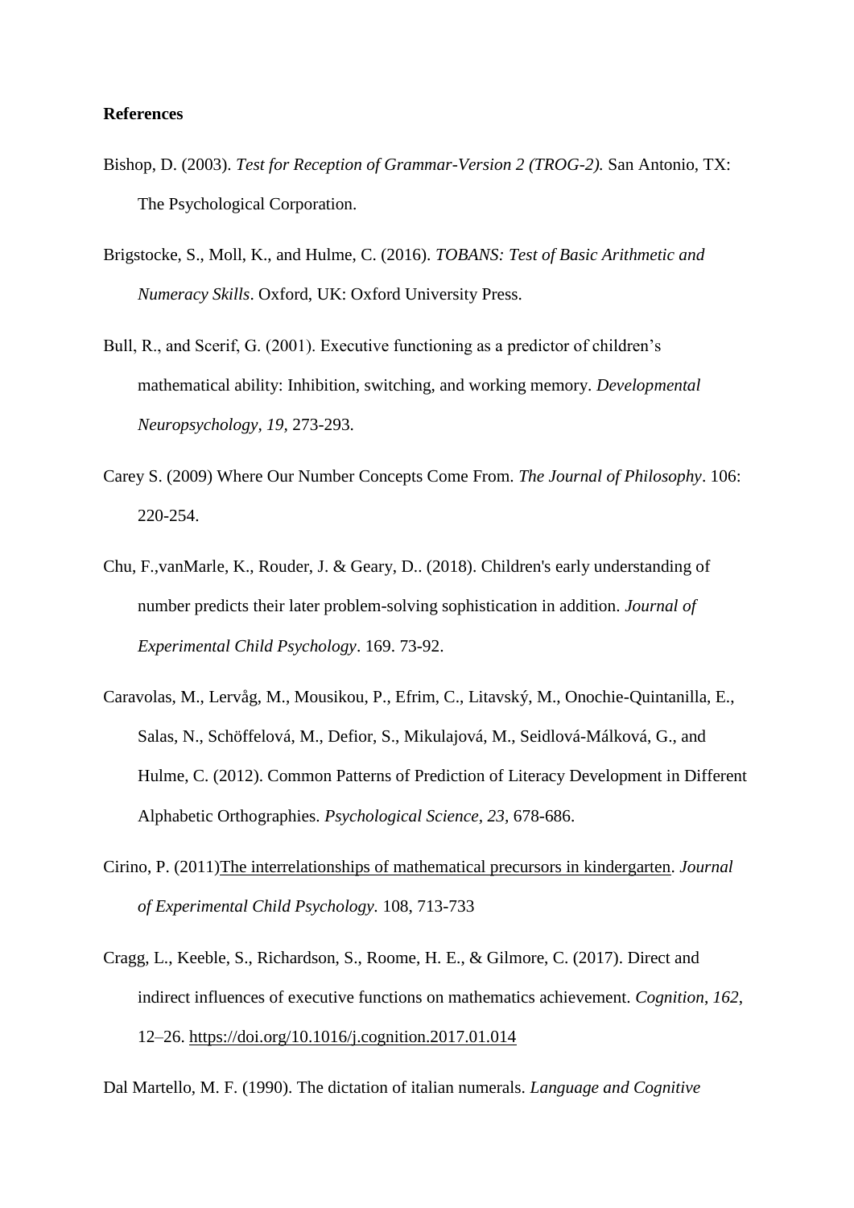**References**

Bishop, D. (2003). *Test for Reception of Grammar-Version 2 (TROG-2).* San Antonio, TX: The Psychological Corporation.

Brigstocke, S., Moll, K., and Hulme, C. (2016). *TOBANS: Test of Basic Arithmetic and Numeracy Skills*. Oxford, UK: Oxford University Press.

Bull, R., and Scerif, G. (2001). Executive functioning as a predictor of children's mathematical ability: Inhibition, switching, and working memory. *Developmental Neuropsychology, 19,* 273-293.

Carey S. (2009) Where Our Number Concepts Come From. *The Journal of Philosophy*. 106: 220-254.

Chu, F.,vanMarle, K., Rouder, J. & Geary, D.. (2018). Children's early understanding of number predicts their later problem-solving sophistication in addition. *Journal of Experimental Child Psychology*. 169. 73-92.

Caravolas, M., Lervåg, M., Mousikou, P., Efrim, C., Litavský, M., Onochie-Quintanilla, E., Salas, N., Schöffelová, M., Defior, S., Mikulajová, M., Seidlová-Málková, G., and Hulme, C. (2012). Common Patterns of Prediction of Literacy Development in Different Alphabetic Orthographies. *Psychological Science, 23,* 678-686.

Cirino, P. (2011)The interrelationships of mathematical precursors in kindergarten. *Journal of Experimental Child Psychology.* 108, 713-733

Cragg, L., Keeble, S., Richardson, S., Roome, H. E., & Gilmore, C. (2017). Direct and indirect influences of executive functions on mathematics achievement. *Cognition*, *162*, 12–26. https://doi.org/10.1016/j.cognition.2017.01.014

Dal Martello, M. F. (1990). The dictation of italian numerals. *Language and Cognitive*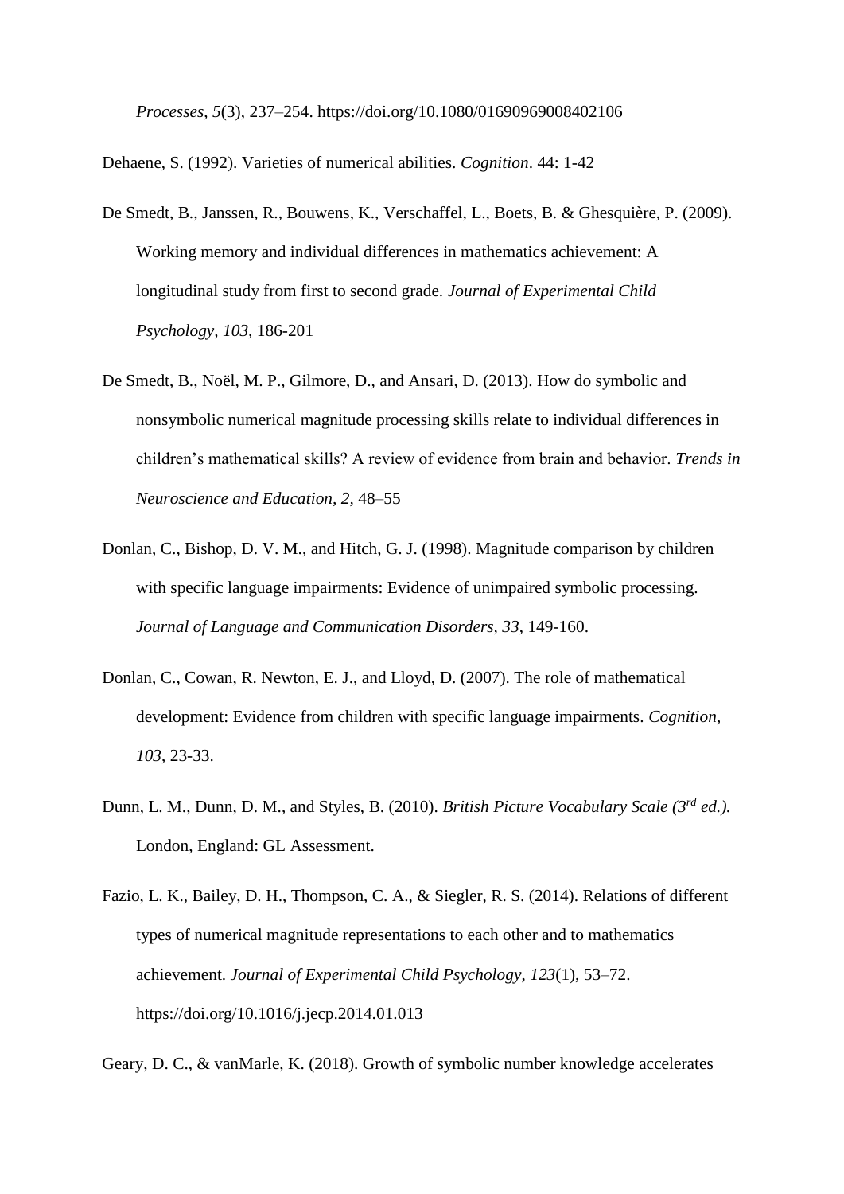*Processes*, *5*(3), 237–254. https://doi.org/10.1080/01690969008402106

Dehaene, S. (1992). Varieties of numerical abilities. *Cognition*. 44: 1-42

De Smedt, B., Janssen, R., Bouwens, K., Verschaffel, L., Boets, B. & Ghesquière, P. (2009). Working memory and individual differences in mathematics achievement: A longitudinal study from first to second grade. *Journal of Experimental Child Psychology, 103,* 186-201

De Smedt, B., Noël, M. P., Gilmore, D., and Ansari, D. (2013). How do symbolic and nonsymbolic numerical magnitude processing skills relate to individual differences in children's mathematical skills? A review of evidence from brain and behavior. *Trends in Neuroscience and Education, 2,* 48–55

Donlan, C., Bishop, D. V. M., and Hitch, G. J. (1998). Magnitude comparison by children with specific language impairments: Evidence of unimpaired symbolic processing. *Journal of Language and Communication Disorders, 33*, 149-160.

Donlan, C., Cowan, R. Newton, E. J., and Lloyd, D. (2007). The role of mathematical development: Evidence from children with specific language impairments. *Cognition, 103*, 23-33.

Dunn, L. M., Dunn, D. M., and Styles, B. (2010). *British Picture Vocabulary Scale (3rd ed.).* London, England: GL Assessment.

Fazio, L. K., Bailey, D. H., Thompson, C. A., & Siegler, R. S. (2014). Relations of different types of numerical magnitude representations to each other and to mathematics achievement. *Journal of Experimental Child Psychology*, *123*(1), 53–72. https://doi.org/10.1016/j.jecp.2014.01.013

Geary, D. C., & vanMarle, K. (2018). Growth of symbolic number knowledge accelerates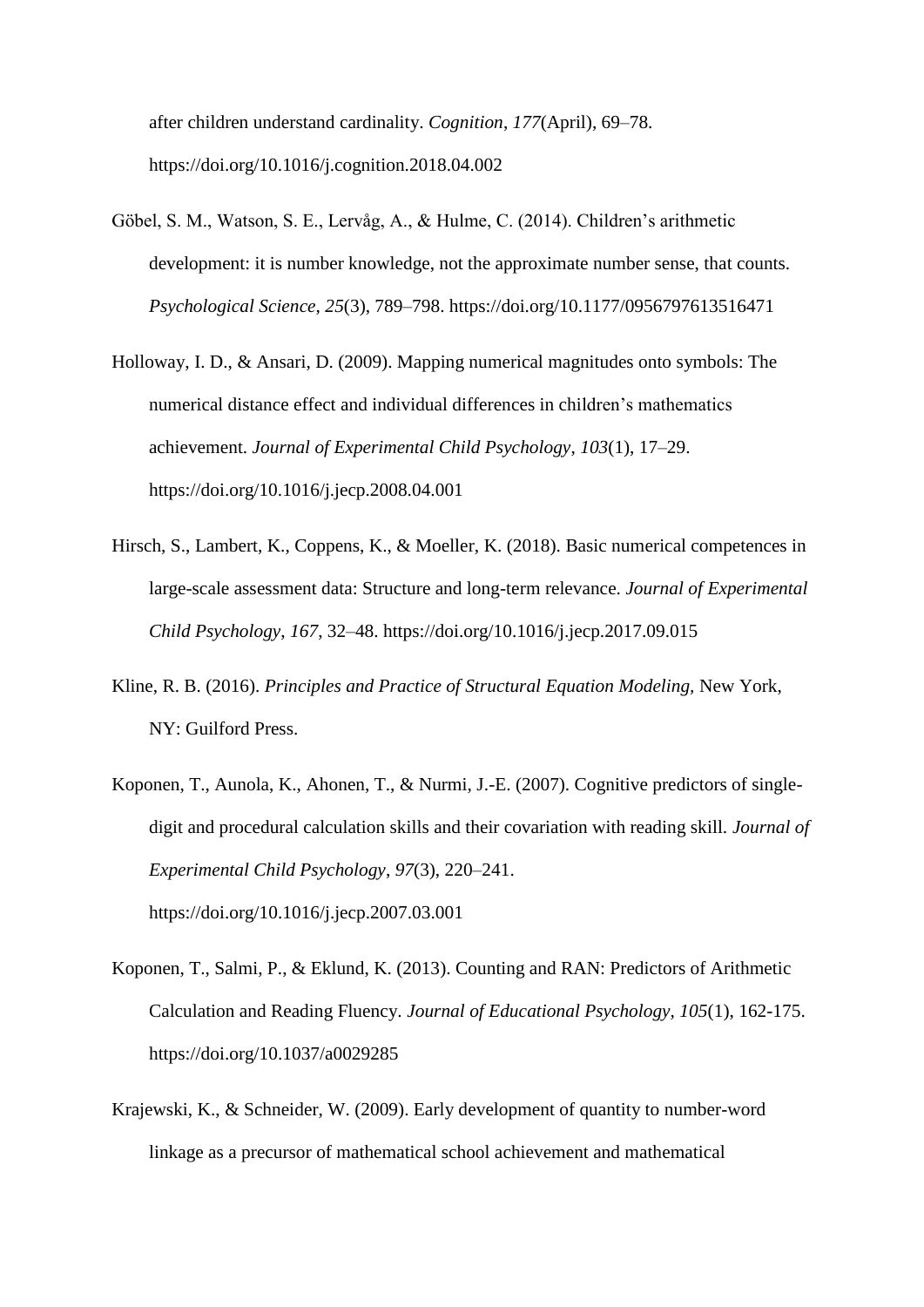after children understand cardinality. *Cognition*, *177*(April), 69–78. https://doi.org/10.1016/j.cognition.2018.04.002

Göbel, S. M., Watson, S. E., Lervåg, A., & Hulme, C. (2014). Children's arithmetic development: it is number knowledge, not the approximate number sense, that counts. *Psychological Science*, *25*(3), 789–798. https://doi.org/10.1177/0956797613516471

Holloway, I. D., & Ansari, D. (2009). Mapping numerical magnitudes onto symbols: The numerical distance effect and individual differences in children's mathematics achievement. *Journal of Experimental Child Psychology*, *103*(1), 17–29. https://doi.org/10.1016/j.jecp.2008.04.001

Hirsch, S., Lambert, K., Coppens, K., & Moeller, K. (2018). Basic numerical competences in large-scale assessment data: Structure and long-term relevance. *Journal of Experimental Child Psychology*, *167*, 32–48. https://doi.org/10.1016/j.jecp.2017.09.015

Kline, R. B. (2016). *Principles and Practice of Structural Equation Modeling*, New York, NY: Guilford Press.

Koponen, T., Aunola, K., Ahonen, T., & Nurmi, J.-E. (2007). Cognitive predictors of single-digit and procedural calculation skills and their covariation with reading skill. *Journal of Experimental Child Psychology*, *97*(3), 220–241. https://doi.org/10.1016/j.jecp.2007.03.001

Koponen, T., Salmi, P., & Eklund, K. (2013). Counting and RAN: Predictors of Arithmetic Calculation and Reading Fluency. *Journal of Educational Psychology, 105*(1), 162-175. https://doi.org/10.1037/a0029285

Krajewski, K., & Schneider, W. (2009). Early development of quantity to number-word linkage as a precursor of mathematical school achievement and mathematical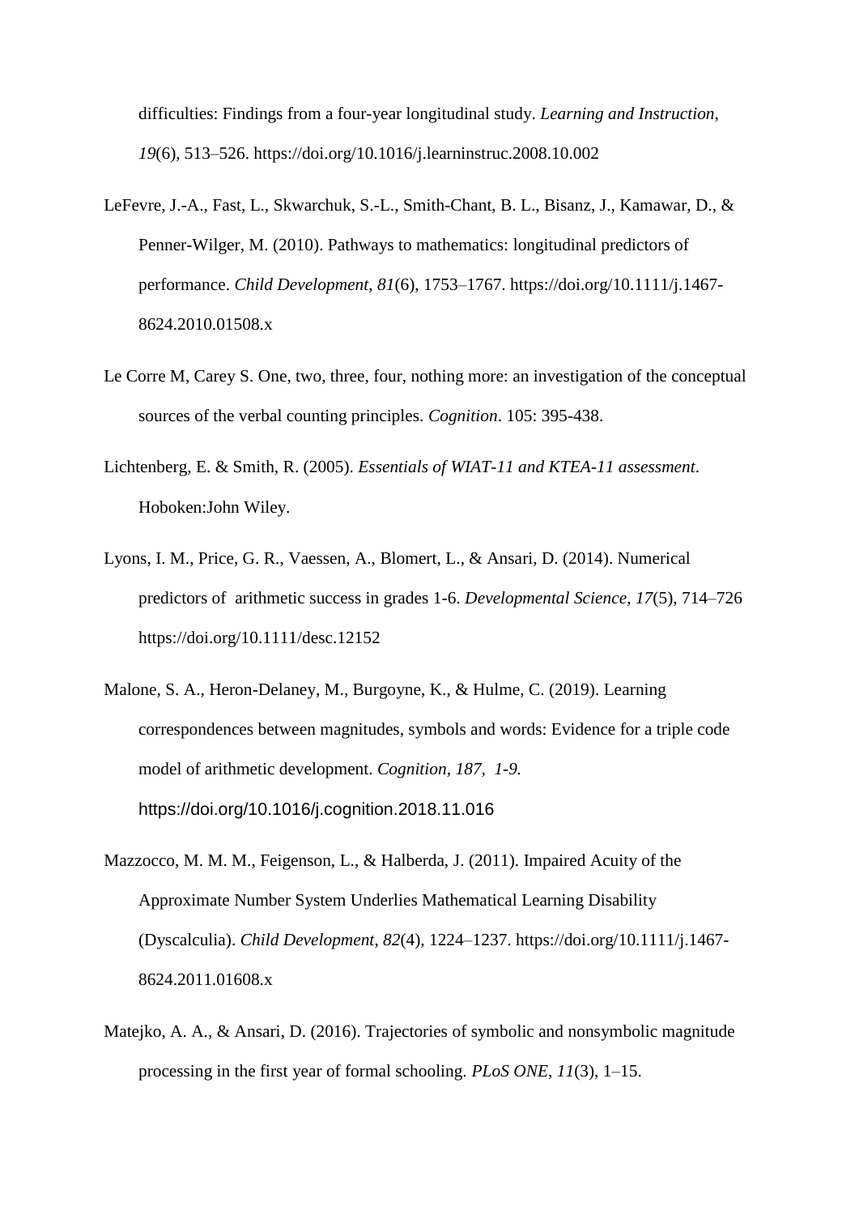difficulties: Findings from a four-year longitudinal study. *Learning and Instruction*, *19*(6), 513–526. https://doi.org/10.1016/j.learninstruc.2008.10.002

LeFevre, J.-A., Fast, L., Skwarchuk, S.-L., Smith-Chant, B. L., Bisanz, J., Kamawar, D., & Penner-Wilger, M. (2010). Pathways to mathematics: longitudinal predictors of performance. *Child Development*, *81*(6), 1753–1767. https://doi.org/10.1111/j.1467-8624.2010.01508.x

Le Corre M, Carey S. One, two, three, four, nothing more: an investigation of the conceptual sources of the verbal counting principles. *Cognition*. 105: 395-438.

Lichtenberg, E. & Smith, R. (2005). *Essentials of WIAT-11 and KTEA-11 assessment*. Hoboken:John Wiley.

Lyons, I. M., Price, G. R., Vaessen, A., Blomert, L., & Ansari, D. (2014). Numerical predictors of arithmetic success in grades 1-6. *Developmental Science*, *17*(5), 714–726 https://doi.org/10.1111/desc.12152

Malone, S. A., Heron-Delaney, M., Burgoyne, K., & Hulme, C. (2019). Learning correspondences between magnitudes, symbols and words: Evidence for a triple code model of arithmetic development. *Cognition, 187, 1-9.* https://doi.org/10.1016/j.cognition.2018.11.016

Mazzocco, M. M. M., Feigenson, L., & Halberda, J. (2011). Impaired Acuity of the Approximate Number System Underlies Mathematical Learning Disability (Dyscalculia). *Child Development*, *82*(4), 1224–1237. https://doi.org/10.1111/j.1467-8624.2011.01608.x

Matejko, A. A., & Ansari, D. (2016). Trajectories of symbolic and nonsymbolic magnitude processing in the first year of formal schooling. *PLoS ONE*, *11*(3), 1–15.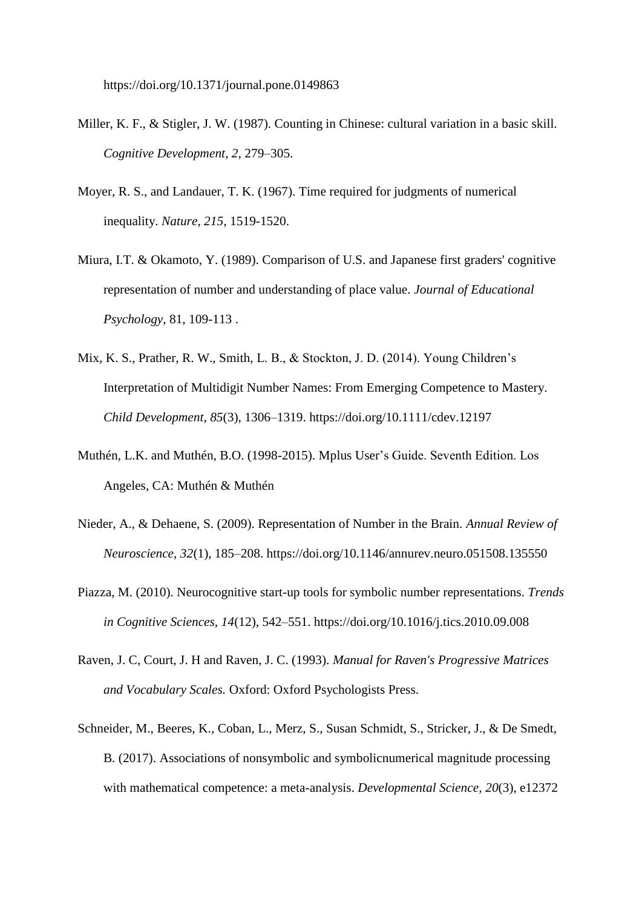https://doi.org/10.1371/journal.pone.0149863

Miller, K. F., & Stigler, J. W. (1987). Counting in Chinese: cultural variation in a basic skill. *Cognitive Development*, *2*, 279–305.

Moyer, R. S., and Landauer, T. K. (1967). Time required for judgments of numerical inequality. *Nature, 215,* 1519-1520.

Miura, I.T. & Okamoto, Y. (1989). Comparison of U.S. and Japanese first graders' cognitive representation of number and understanding of place value. *Journal of Educational Psychology*, 81, 109-113 .

Mix, K. S., Prather, R. W., Smith, L. B., & Stockton, J. D. (2014). Young Children's Interpretation of Multidigit Number Names: From Emerging Competence to Mastery. *Child Development*, *85*(3), 1306–1319. https://doi.org/10.1111/cdev.12197

Muthén, L.K. and Muthén, B.O. (1998-2015). Mplus User's Guide. Seventh Edition. Los Angeles, CA: Muthén & Muthén

Nieder, A., & Dehaene, S. (2009). Representation of Number in the Brain. *Annual Review of Neuroscience*, *32*(1), 185–208. https://doi.org/10.1146/annurev.neuro.051508.135550

Piazza, M. (2010). Neurocognitive start-up tools for symbolic number representations. *Trends in Cognitive Sciences*, *14*(12), 542–551. https://doi.org/10.1016/j.tics.2010.09.008

Raven, J. C, Court, J. H and Raven, J. C. (1993). *Manual for Raven's Progressive Matrices and Vocabulary Scales.* Oxford: Oxford Psychologists Press.

Schneider, M., Beeres, K., Coban, L., Merz, S., Susan Schmidt, S., Stricker, J., & De Smedt, B. (2017). Associations of nonsymbolic and symbolicnumerical magnitude processing with mathematical competence: a meta-analysis. *Developmental Science, 20*(3), e12372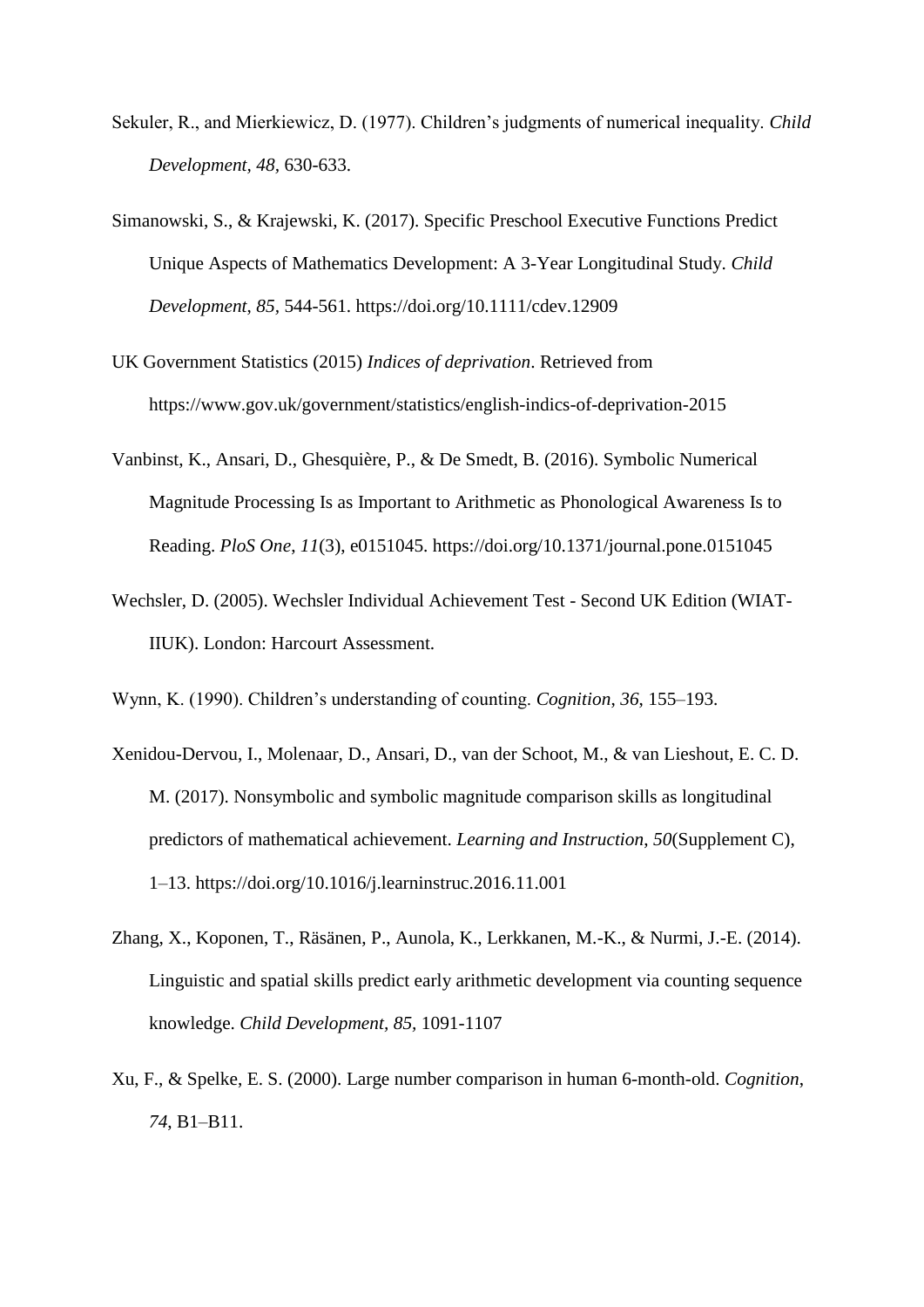Sekuler, R., and Mierkiewicz, D. (1977). Children's judgments of numerical inequality. *Child Development, 48,* 630-633.

Simanowski, S., & Krajewski, K. (2017). Specific Preschool Executive Functions Predict Unique Aspects of Mathematics Development: A 3-Year Longitudinal Study. *Child Development*, *85,* 544-561. https://doi.org/10.1111/cdev.12909

UK Government Statistics (2015) *Indices of deprivation*. Retrieved from https://www.gov.uk/government/statistics/english-indics-of-deprivation-2015

Vanbinst, K., Ansari, D., Ghesquière, P., & De Smedt, B. (2016). Symbolic Numerical Magnitude Processing Is as Important to Arithmetic as Phonological Awareness Is to Reading. *PloS One*, *11*(3), e0151045. https://doi.org/10.1371/journal.pone.0151045

Wechsler, D. (2005). Wechsler Individual Achievement Test - Second UK Edition (WIAT-IIUK). London: Harcourt Assessment.

Wynn, K. (1990). Children's understanding of counting. *Cognition*, *36*, 155–193.

Xenidou-Dervou, I., Molenaar, D., Ansari, D., van der Schoot, M., & van Lieshout, E. C. D. M. (2017). Nonsymbolic and symbolic magnitude comparison skills as longitudinal predictors of mathematical achievement. *Learning and Instruction*, *50*(Supplement C), 1–13. https://doi.org/10.1016/j.learninstruc.2016.11.001

Zhang, X., Koponen, T., Räsänen, P., Aunola, K., Lerkkanen, M.-K., & Nurmi, J.-E. (2014). Linguistic and spatial skills predict early arithmetic development via counting sequence knowledge. *Child Development, 85,* 1091-1107

Xu, F., & Spelke, E. S. (2000). Large number comparison in human 6-month-old. *Cognition*, *74*, B1–B11.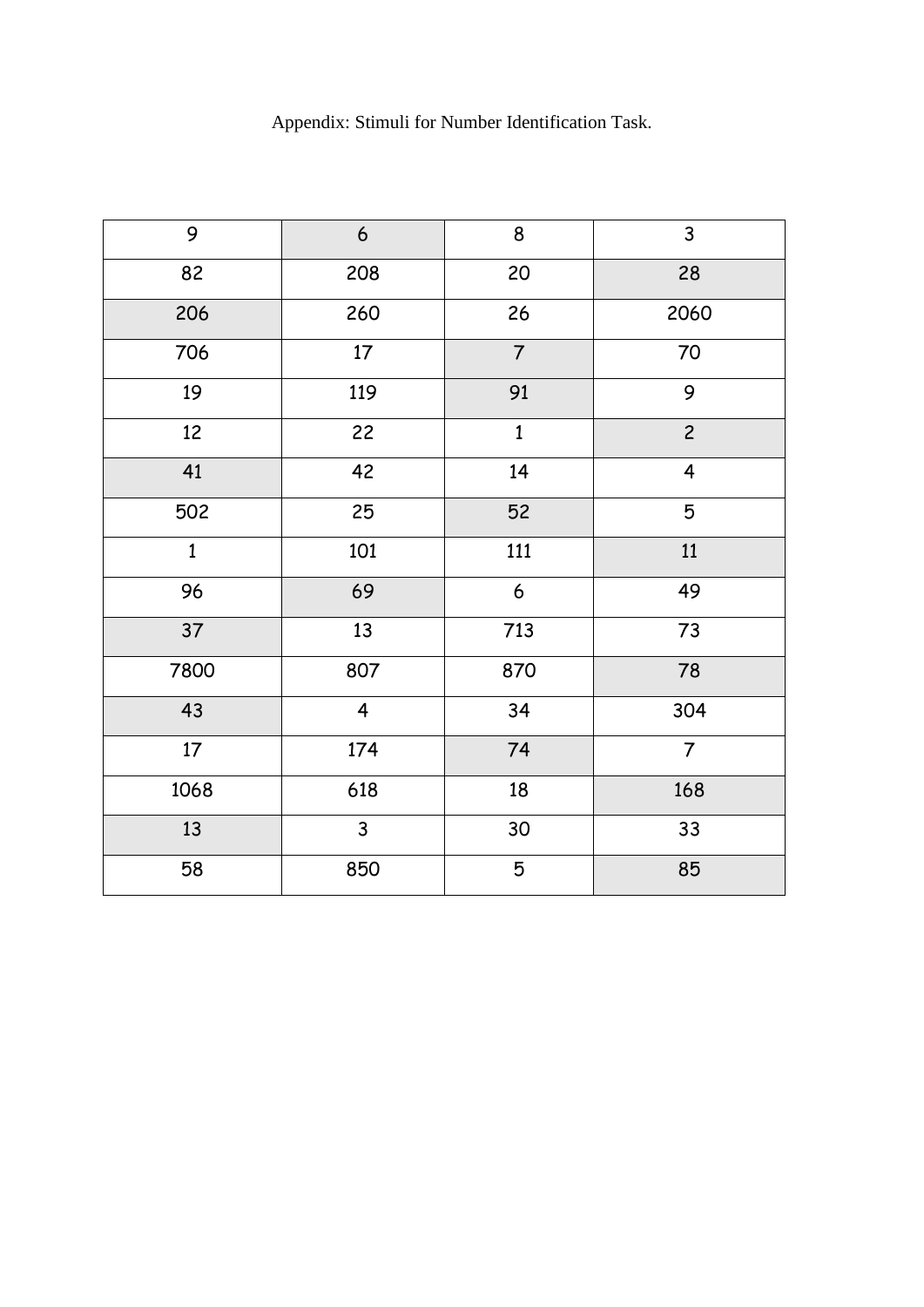Appendix: Stimuli for Number Identification Task.

| 9 | 6 | 8 | 3 |
| --- | --- | --- | --- |
| 82 | 208 | 20 | 28 |
| 206 | 260 | 26 | 2060 |
| 706 | 17 | 7 | 70 |
| 19 | 119 | 91 | 9 |
| 12 | 22 | 1 | 2 |
| 41 | 42 | 14 | 4 |
| 502 | 25 | 52 | 5 |
| 1 | 101 | 111 | 11 |
| 96 | 69 | 6 | 49 |
| 37 | 13 | 713 | 73 |
| 7800 | 807 | 870 | 78 |
| 43 | 4 | 34 | 304 |
| 17 | 174 | 74 | 7 |
| 1068 | 618 | 18 | 168 |
| 13 | 3 | 30 | 33 |
| 58 | 850 | 5 | 85 |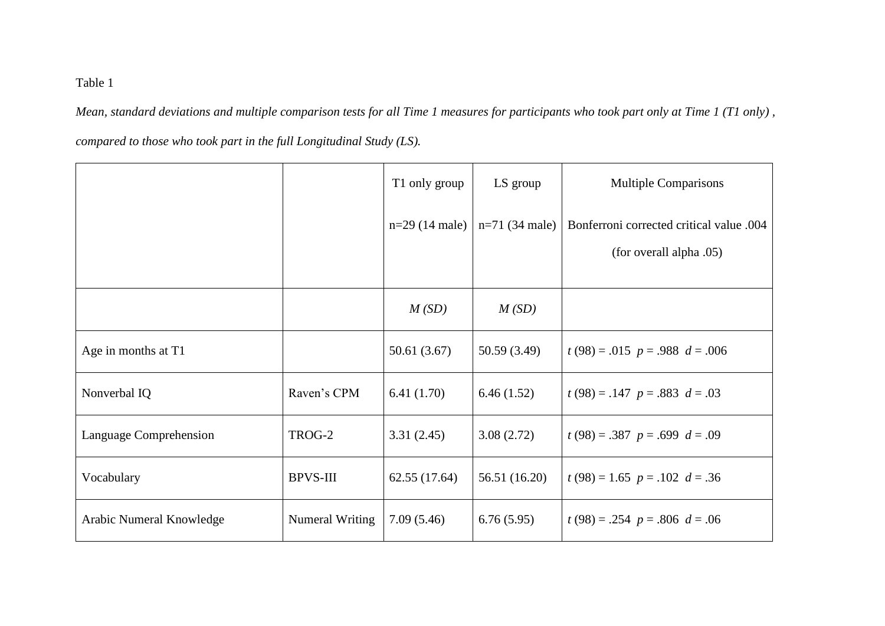Table 1

*Mean, standard deviations and multiple comparison tests for all Time 1 measures for participants who took part only at Time 1 (T1 only) , compared to those who took part in the full Longitudinal Study (LS).*

| | | T1 only group n=29 (14 male) | LS group n=71 (34 male) | Multiple Comparisons Bonferroni corrected critical value .004 (for overall alpha .05) |
|---|---|---|---|---|
| | | *M (SD)* | *M (SD)* | |
| Age in months at T1 | | 50.61 (3.67) | 50.59 (3.49) | $t$ (98) = .015  $p$ = .988  $d$ = .006 |
| Nonverbal IQ | Raven's CPM | 6.41 (1.70) | 6.46 (1.52) | $t$ (98) = .147  $p$ = .883  $d$ = .03 |
| Language Comprehension | TROG-2 | 3.31 (2.45) | 3.08 (2.72) | $t$ (98) = .387  $p$ = .699  $d$ = .09 |
| Vocabulary | BPVS-III | 62.55 (17.64) | 56.51 (16.20) | $t$ (98) = 1.65  $p$ = .102  $d$ = .36 |
| Arabic Numeral Knowledge | Numeral Writing | 7.09 (5.46) | 6.76 (5.95) | $t$ (98) = .254  $p$ = .806  $d$ = .06 |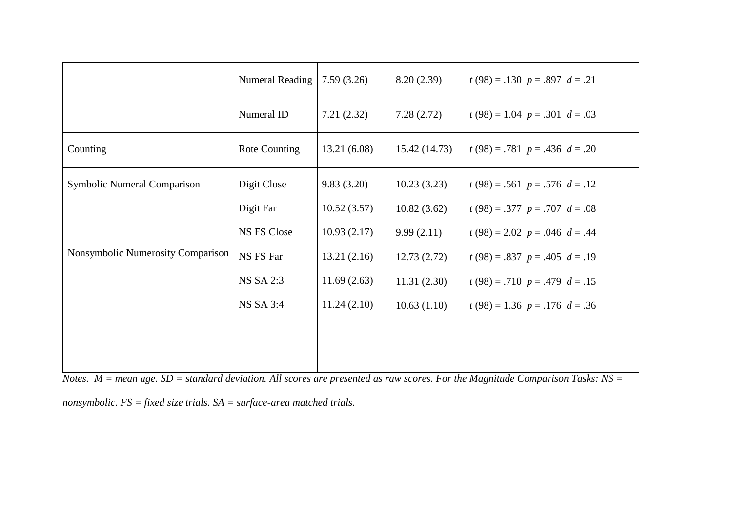| | | | | |
|---|---|---|---|---|
| | Numeral Reading | 7.59 (3.26) | 8.20 (2.39) | $t$ (98) = .130 $p$ = .897 $d$ = .21 |
| | Numeral ID | 7.21 (2.32) | 7.28 (2.72) | $t$ (98) = 1.04 $p$ = .301 $d$ = .03 |
| Counting | Rote Counting | 13.21 (6.08) | 15.42 (14.73) | $t$ (98) = .781 $p$ = .436 $d$ = .20 |
| Symbolic Numeral Comparison | Digit Close | 9.83 (3.20) | 10.23 (3.23) | $t$ (98) = .561 $p$ = .576 $d$ = .12 |
| | Digit Far | 10.52 (3.57) | 10.82 (3.62) | $t$ (98) = .377 $p$ = .707 $d$ = .08 |
| Nonsymbolic Numerosity Comparison | NS FS Close | 10.93 (2.17) | 9.99 (2.11) | $t$ (98) = 2.02 $p$ = .046 $d$ = .44 |
| | NS FS Far | 13.21 (2.16) | 12.73 (2.72) | $t$ (98) = .837 $p$ = .405 $d$ = .19 |
| | NS SA 2:3 | 11.69 (2.63) | 11.31 (2.30) | $t$ (98) = .710 $p$ = .479 $d$ = .15 |
| | NS SA 3:4 | 11.24 (2.10) | 10.63 (1.10) | $t$ (98) = 1.36 $p$ = .176 $d$ = .36 |

*Notes. M = mean age. SD = standard deviation. All scores are presented as raw scores. For the Magnitude Comparison Tasks: NS = nonsymbolic. FS = fixed size trials. SA = surface-area matched trials.*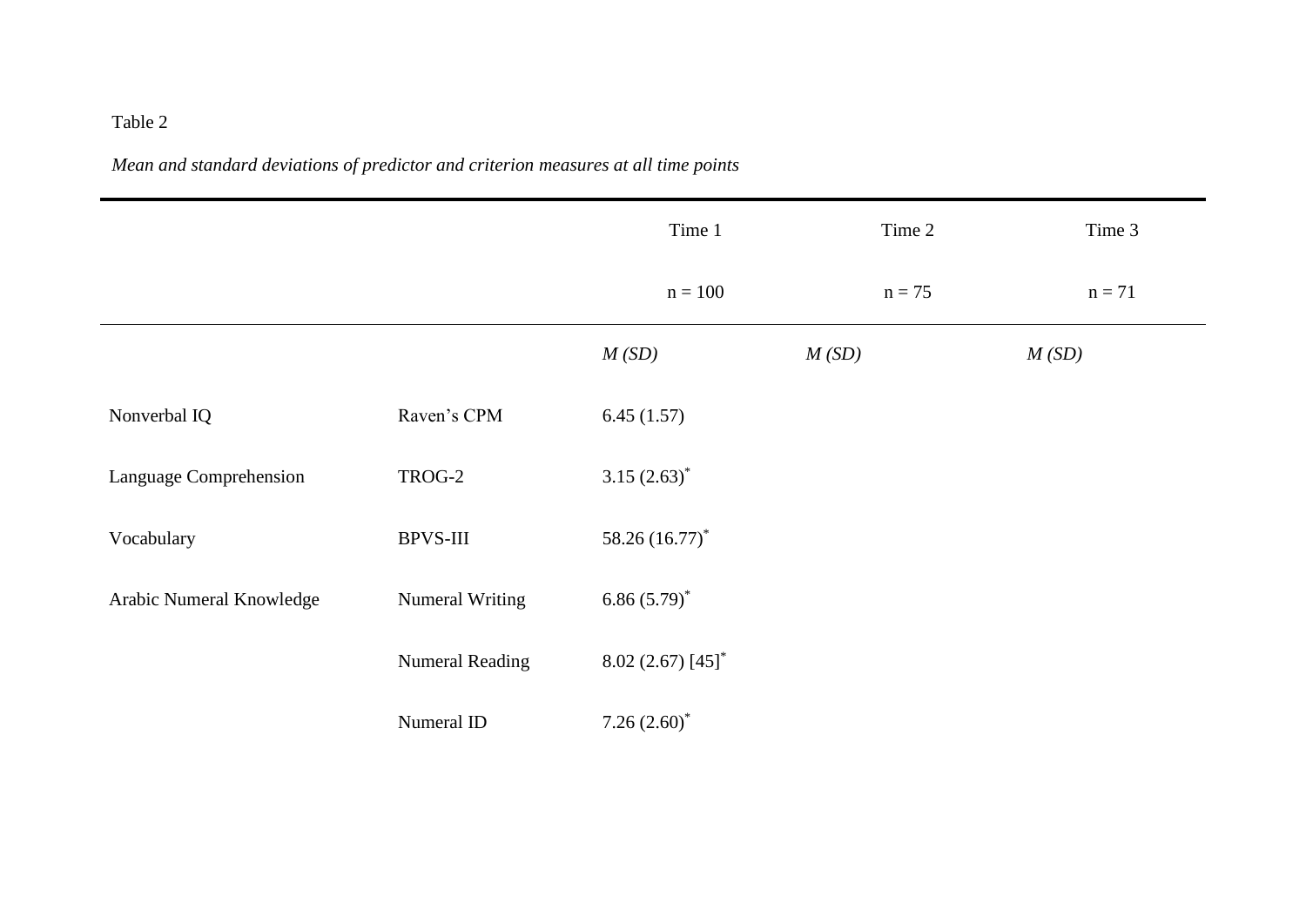Table 2

*Mean and standard deviations of predictor and criterion measures at all time points*

| | | Time 1 | Time 2 | Time 3 |
|---|---|---|---|---|
| | | n = 100 | n = 75 | n = 71 |
| | | *M (SD)* | *M (SD)* | *M (SD)* |
| Nonverbal IQ | Raven's CPM | 6.45 (1.57) | | |
| Language Comprehension | TROG-2 | 3.15 (2.63)* | | |
| Vocabulary | BPVS-III | 58.26 (16.77)* | | |
| Arabic Numeral Knowledge | Numeral Writing | 6.86 (5.79)* | | |
| | Numeral Reading | 8.02 (2.67) [45]* | | |
| | Numeral ID | 7.26 (2.60)* | | |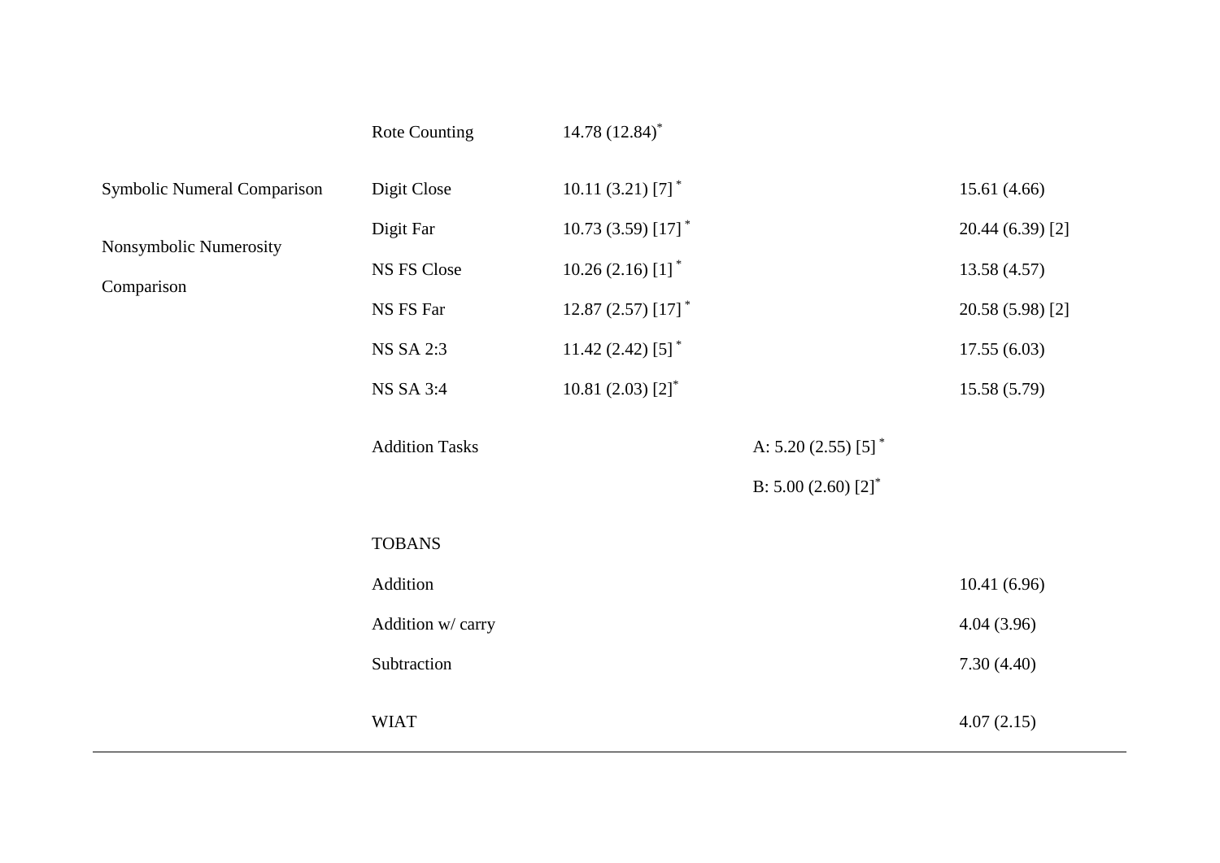| | | | | |
|---|---|---|---|---|
| | Rote Counting | 14.78 (12.84)* | | |
| Symbolic Numeral Comparison | Digit Close | 10.11 (3.21) [7] * | | 15.61 (4.66) |
| | Digit Far | 10.73 (3.59) [17] * | | 20.44 (6.39) [2] |
| Nonsymbolic Numerosity Comparison | NS FS Close | 10.26 (2.16) [1] * | | 13.58 (4.57) |
| | NS FS Far | 12.87 (2.57) [17] * | | 20.58 (5.98) [2] |
| | NS SA 2:3 | 11.42 (2.42) [5] * | | 17.55 (6.03) |
| | NS SA 3:4 | 10.81 (2.03) [2]* | | 15.58 (5.79) |
| | Addition Tasks | | A: 5.20 (2.55) [5] * | |
| | | | B: 5.00 (2.60) [2]* | |
| | TOBANS | | | |
| | Addition | | | 10.41 (6.96) |
| | Addition w/ carry | | | 4.04 (3.96) |
| | Subtraction | | | 7.30 (4.40) |
| | WIAT | | | 4.07 (2.15) |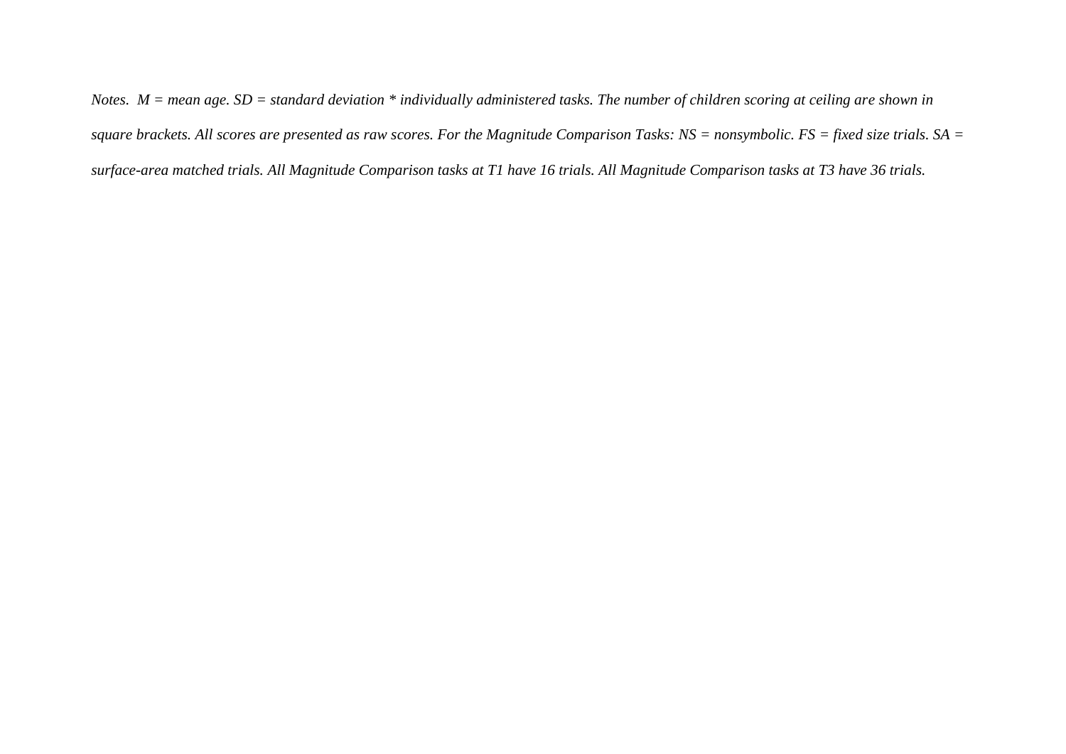*Notes.* *M = mean age. SD = standard deviation * individually administered tasks. The number of children scoring at ceiling are shown in square brackets. All scores are presented as raw scores. For the Magnitude Comparison Tasks: NS = nonsymbolic. FS = fixed size trials. SA = surface-area matched trials. All Magnitude Comparison tasks at T1 have 16 trials. All Magnitude Comparison tasks at T3 have 36 trials.*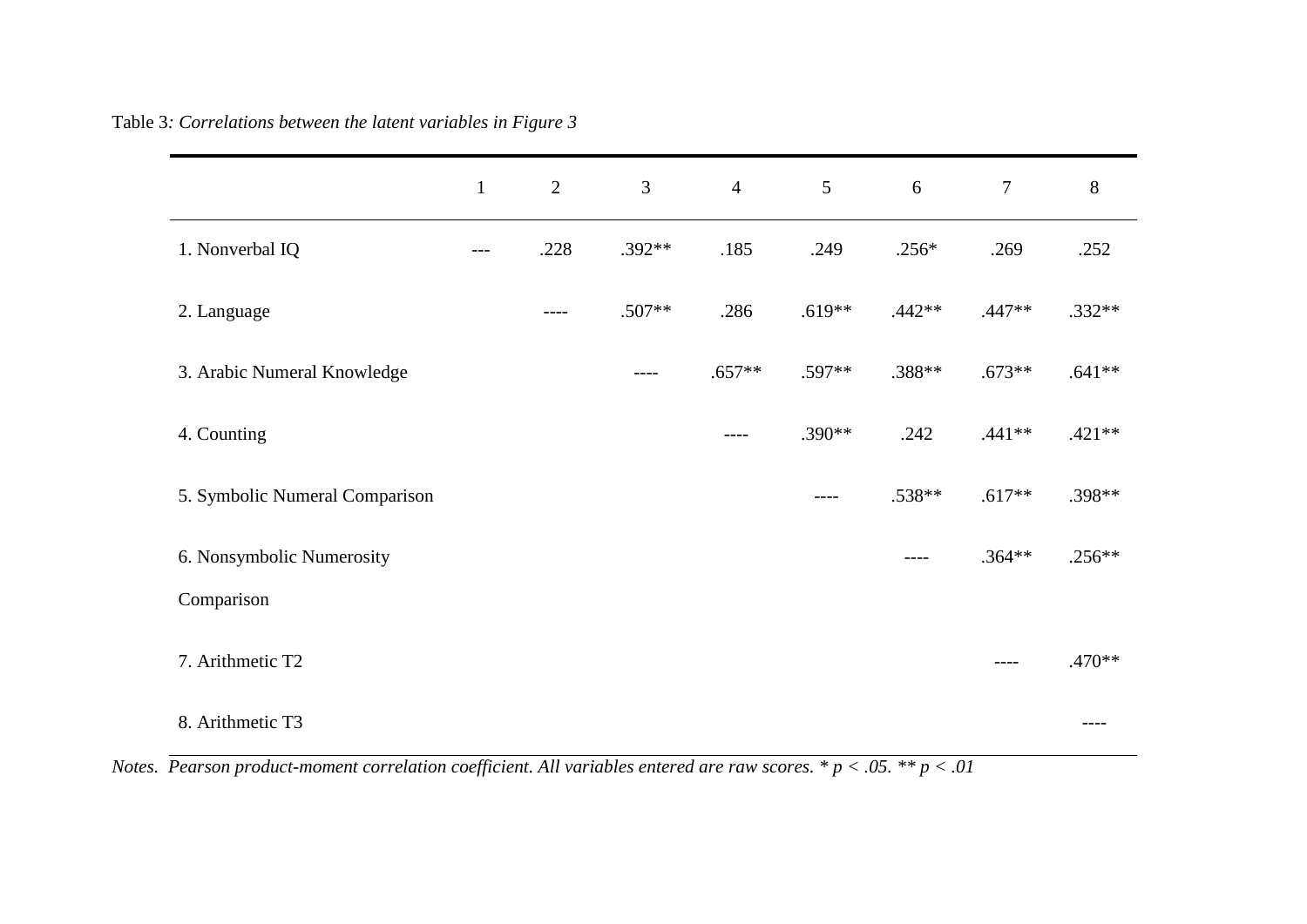Table 3*: Correlations between the latent variables in Figure 3*

| | 1 | 2 | 3 | 4 | 5 | 6 | 7 | 8 |
|---|---|---|---|---|---|---|---|---|
| 1. Nonverbal IQ | --- | .228 | .392** | .185 | .249 | .256* | .269 | .252 |
| 2. Language | | ---- | .507** | .286 | .619** | .442** | .447** | .332** |
| 3. Arabic Numeral Knowledge | | | ---- | .657** | .597** | .388** | .673** | .641** |
| 4. Counting | | | | ---- | .390** | .242 | .441** | .421** |
| 5. Symbolic Numeral Comparison | | | | | ---- | .538** | .617** | .398** |
| 6. Nonsymbolic Numerosity Comparison | | | | | | ---- | .364** | .256** |
| 7. Arithmetic T2 | | | | | | | ---- | .470** |
| 8. Arithmetic T3 | | | | | | | | ---- |

*Notes. Pearson product-moment correlation coefficient. All variables entered are raw scores. * p < .05. ** p < .01*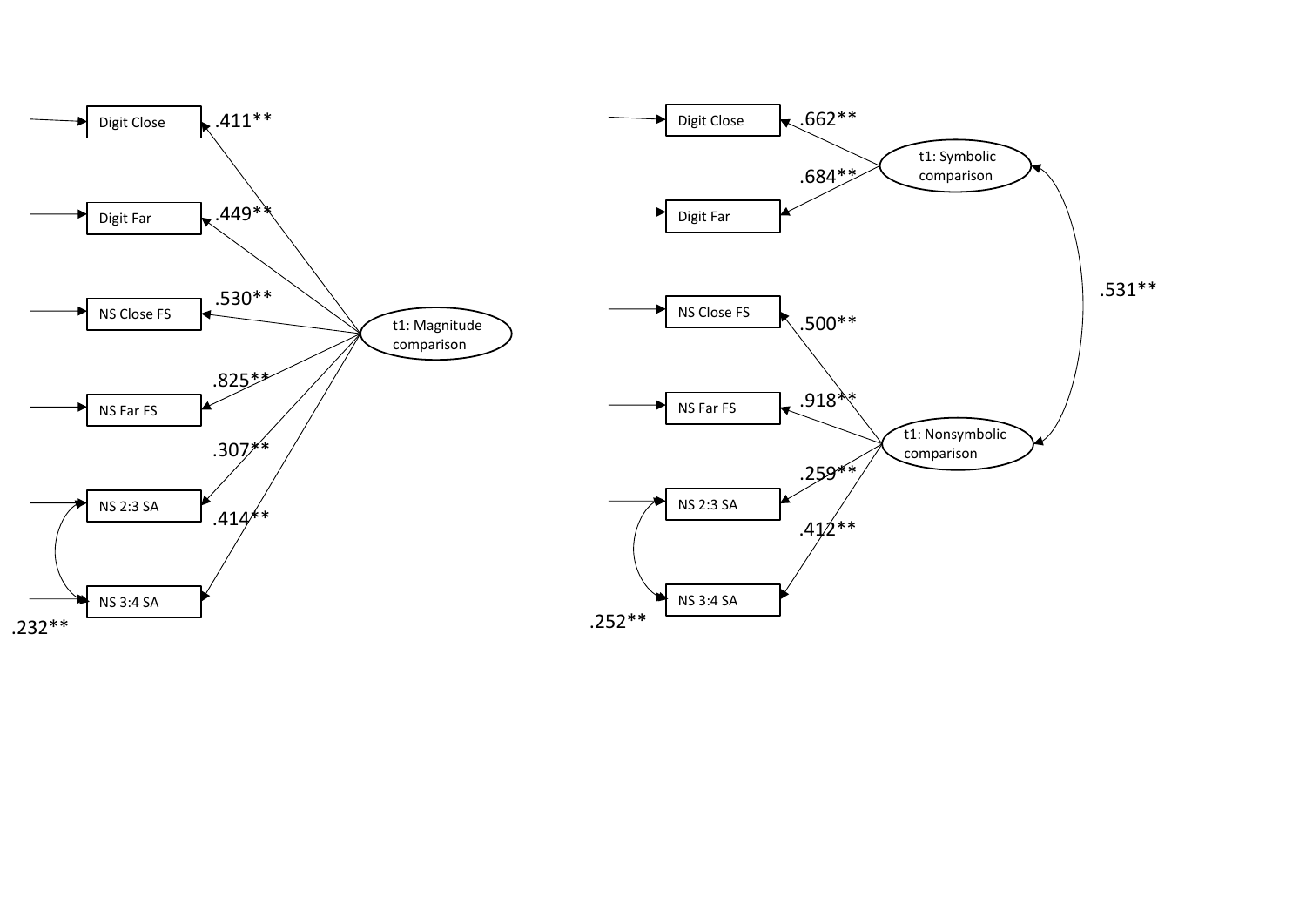| Indicator | t1: Magnitude comparison |
| --- | --- |
| Digit Close | .411** |
| Digit Far | .449** |
| NS Close FS | .530** |
| NS Far FS | .825** |
| NS 2:3 SA | .307** |
| NS 3:4 SA | .414** |

NS 2:3 SA ↔ NS 3:4 SA: .232**

| Indicator | t1: Symbolic comparison | t1: Nonsymbolic comparison |
| --- | --- | --- |
| Digit Close | .662** | |
| Digit Far | .684** | |
| NS Close FS | | .500** |
| NS Far FS | | .918** |
| NS 2:3 SA | | .259** |
| NS 3:4 SA | | .412** |

t1: Symbolic comparison ↔ t1: Nonsymbolic comparison: .531**

NS 2:3 SA ↔ NS 3:4 SA: .252**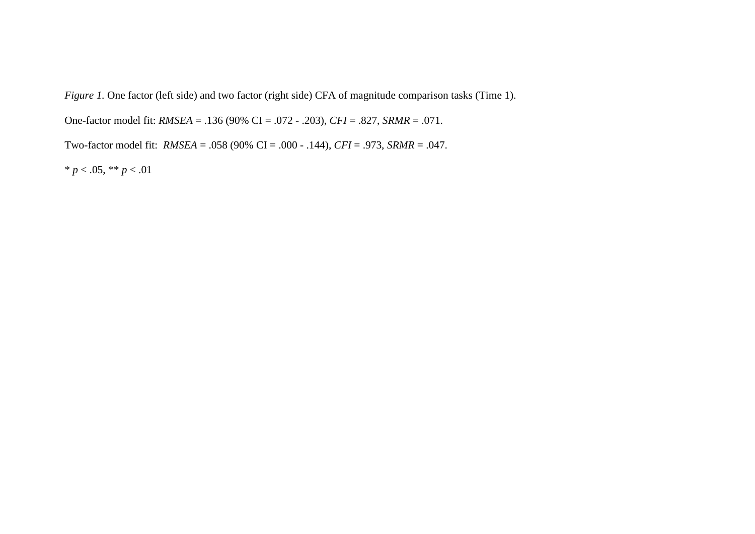*Figure 1.* One factor (left side) and two factor (right side) CFA of magnitude comparison tasks (Time 1).

One-factor model fit: *RMSEA* = .136 (90% CI = .072 - .203), *CFI* = .827, *SRMR* = .071.

Two-factor model fit: *RMSEA* = .058 (90% CI = .000 - .144), *CFI* = .973, *SRMR* = .047.

* $p < .05$, ** $p < .01$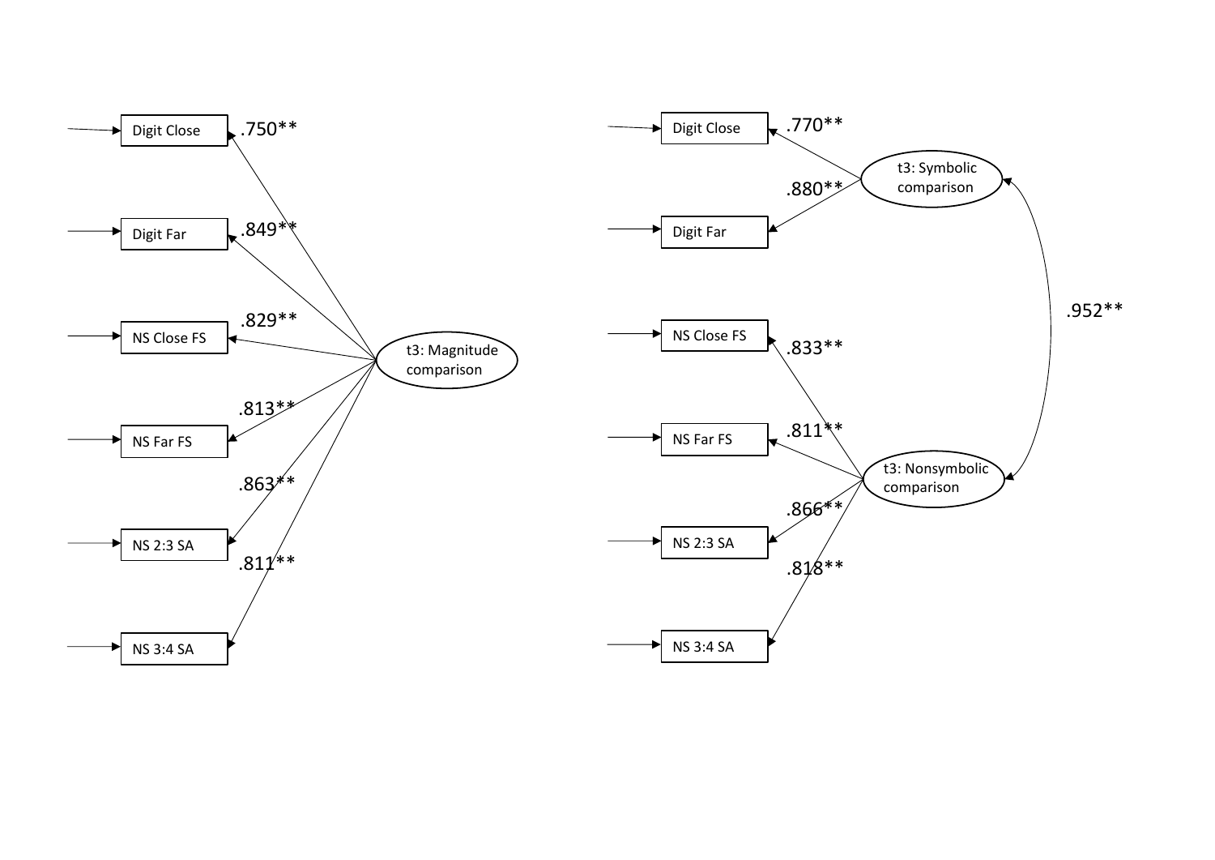| Indicator | t3: Magnitude comparison |
| --- | --- |
| Digit Close | .750** |
| Digit Far | .849** |
| NS Close FS | .829** |
| NS Far FS | .813** |
| NS 2:3 SA | .863** |
| NS 3:4 SA | .811** |

| Indicator | t3: Symbolic comparison | t3: Nonsymbolic comparison |
| --- | --- | --- |
| Digit Close | .770** | |
| Digit Far | .880** | |
| NS Close FS | | .833** |
| NS Far FS | | .811** |
| NS 2:3 SA | | .866** |
| NS 3:4 SA | | .818** |

t3: Symbolic comparison ↔ t3: Nonsymbolic comparison: .952**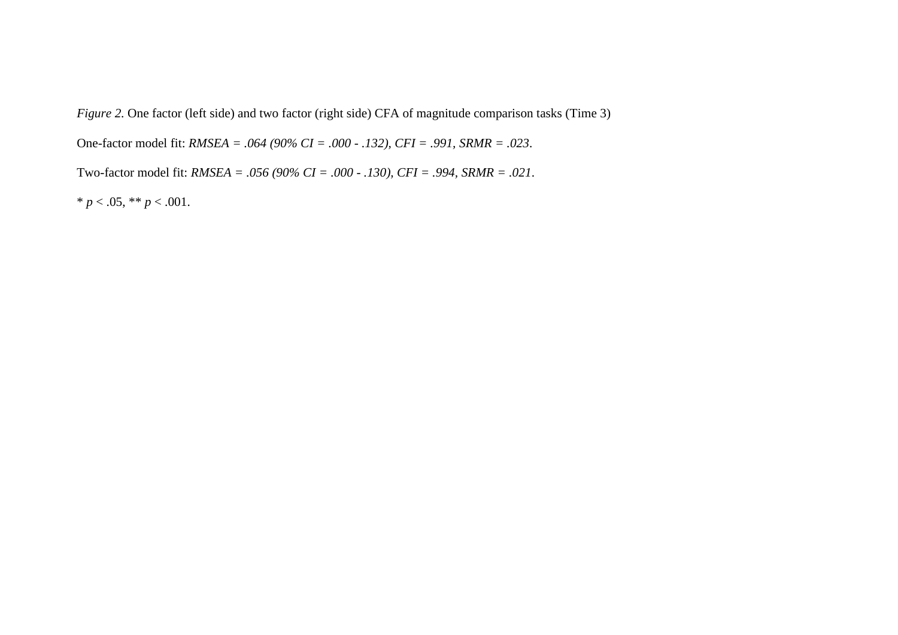*Figure 2.* One factor (left side) and two factor (right side) CFA of magnitude comparison tasks (Time 3)

One-factor model fit: *RMSEA = .064 (90% CI = .000 - .132), CFI = .991, SRMR = .023*.

Two-factor model fit: *RMSEA = .056 (90% CI = .000 - .130), CFI = .994, SRMR = .021*.

* $p < .05$, ** $p < .001$.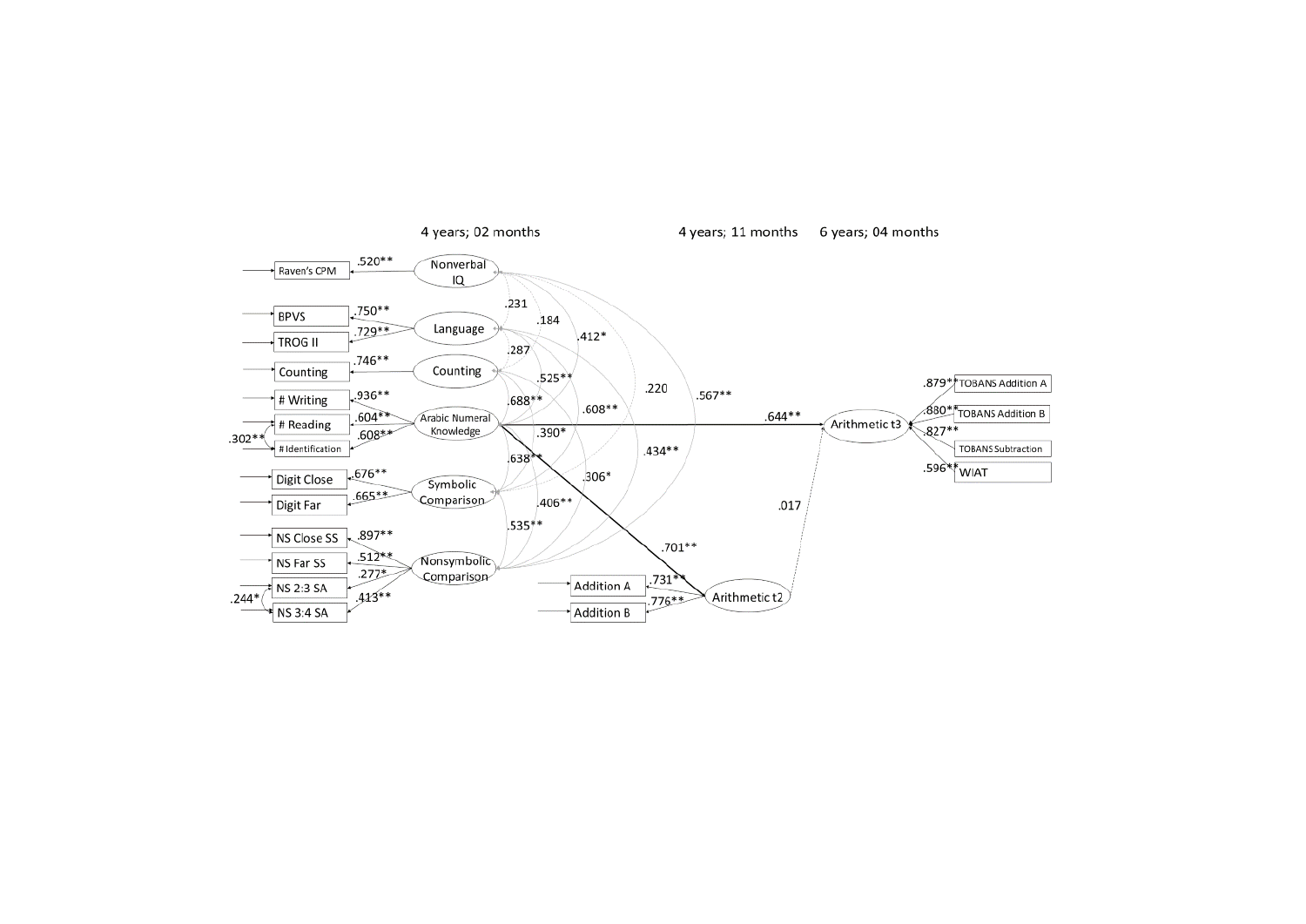4 years; 02 months

4 years; 11 months

6 years; 04 months

Raven's CPM .520** Nonverbal IQ

BPVS .750**
TROG II .729** Language

Counting .746** Counting

# Writing .936**
# Reading .604**
# Identification .608** Arabic Numeral Knowledge
.302**

Digit Close .676**
Digit Far .665** Symbolic Comparison

NS Close SS .897**
NS Far SS .512**
NS 2:3 SA .277*
NS 3:4 SA .413** Nonsymbolic Comparison
.244*

.231
.184
.412*
.287
.525**
.220
.567**
.688**
.608**
.390*
.638**
.434**
.306*
.406**
.535**

.644** Arithmetic t3

TOBANS Addition A .879**
TOBANS Addition B .880**
TOBANS Subtraction .827**
WIAT .596**

.017

.701**

Addition A .731**
Addition B .776** Arithmetic t2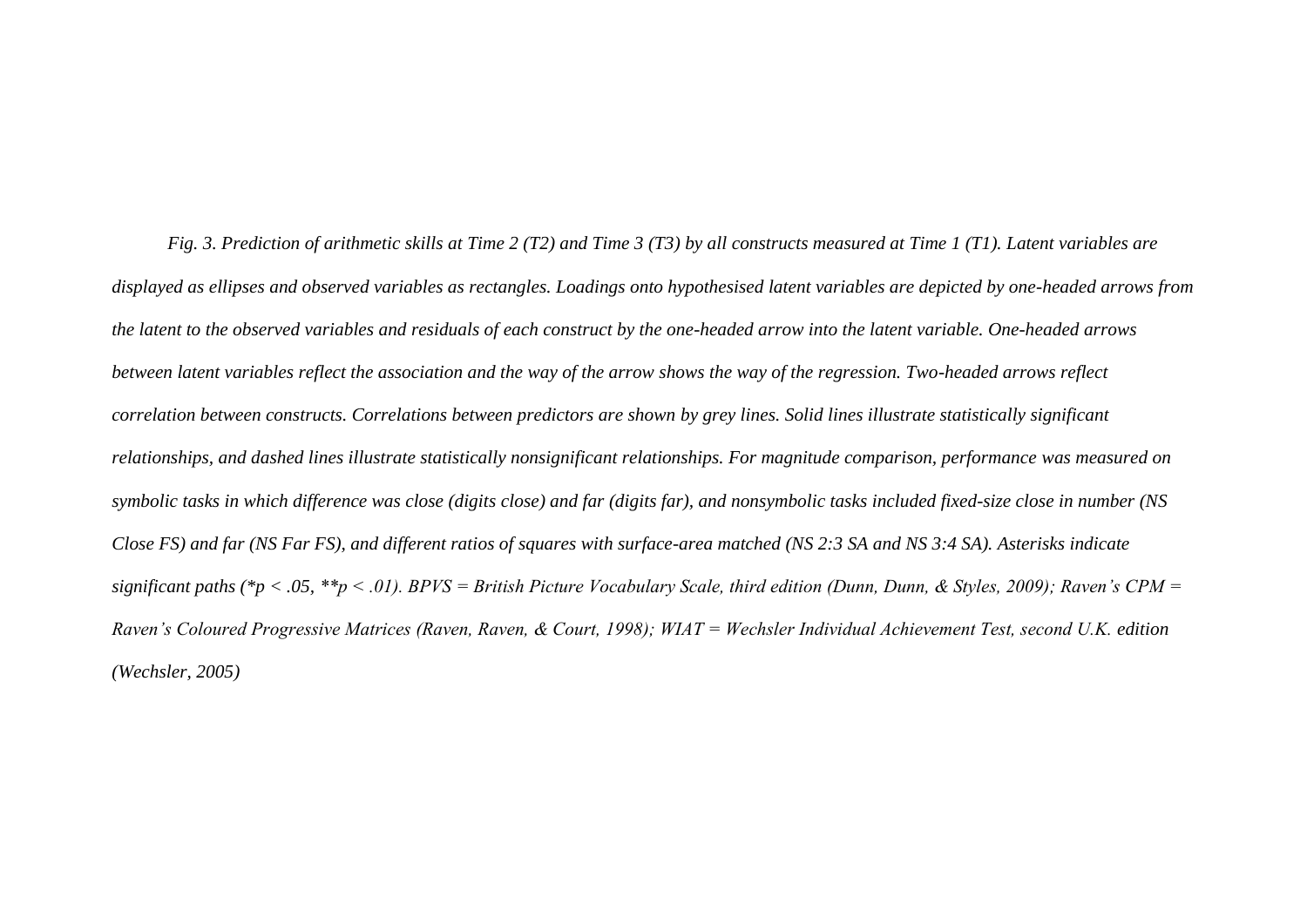*Fig. 3. Prediction of arithmetic skills at Time 2 (T2) and Time 3 (T3) by all constructs measured at Time 1 (T1). Latent variables are displayed as ellipses and observed variables as rectangles. Loadings onto hypothesised latent variables are depicted by one-headed arrows from the latent to the observed variables and residuals of each construct by the one-headed arrow into the latent variable. One-headed arrows between latent variables reflect the association and the way of the arrow shows the way of the regression. Two-headed arrows reflect correlation between constructs. Correlations between predictors are shown by grey lines. Solid lines illustrate statistically significant relationships, and dashed lines illustrate statistically nonsignificant relationships. For magnitude comparison, performance was measured on symbolic tasks in which difference was close (digits close) and far (digits far), and nonsymbolic tasks included fixed-size close in number (NS Close FS) and far (NS Far FS), and different ratios of squares with surface-area matched (NS 2:3 SA and NS 3:4 SA). Asterisks indicate significant paths (\*$p < .05$, \*\*$p < .01$). BPVS = British Picture Vocabulary Scale, third edition (Dunn, Dunn, & Styles, 2009); Raven's CPM = Raven's Coloured Progressive Matrices (Raven, Raven, & Court, 1998); WIAT = Wechsler Individual Achievement Test, second U.K. edition (Wechsler, 2005)*